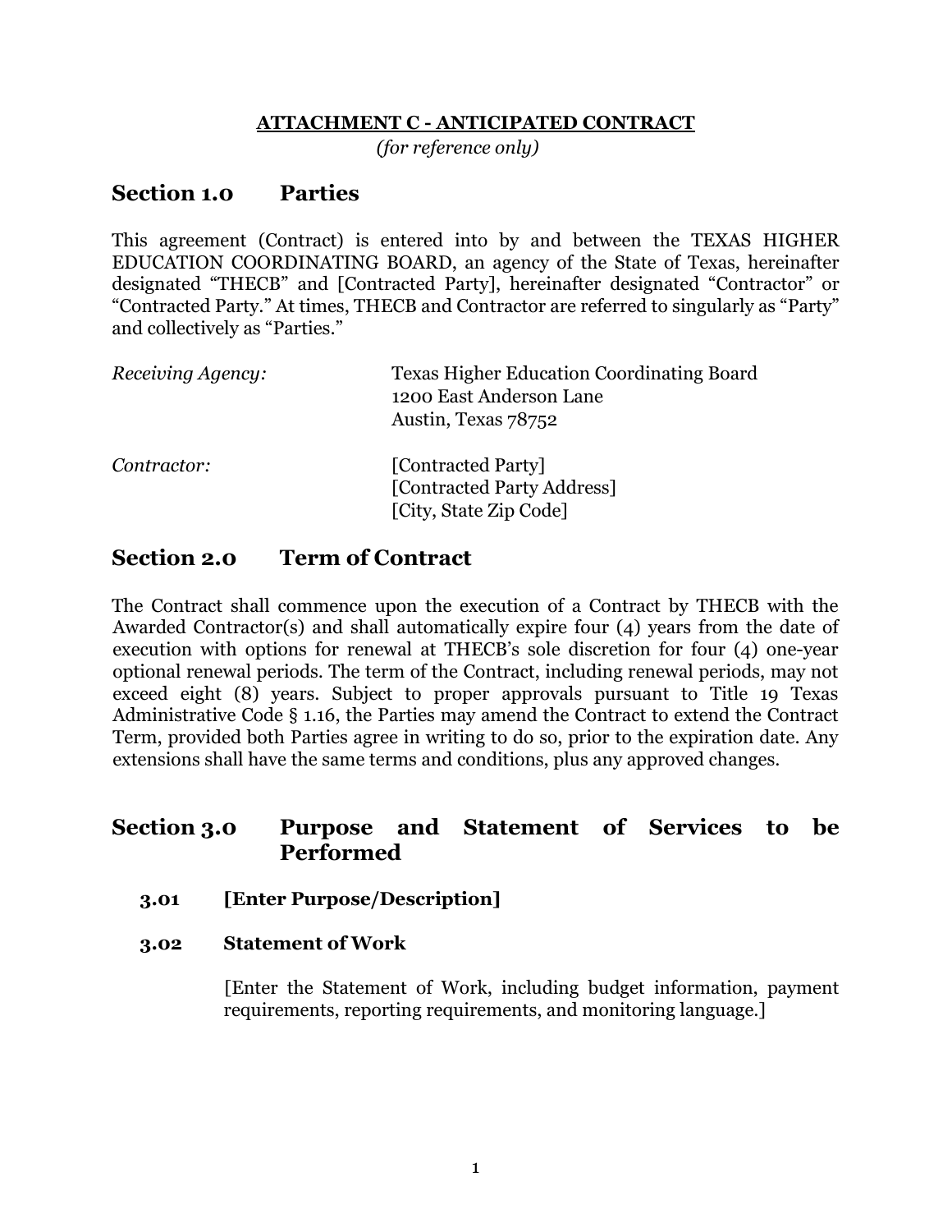**ATTACHMENT C - ANTICIPATED CONTRACT**

*(for reference only)*

## Section 1.0 Parties

This agreement (Contract) is entered into by and between the TEXAS HIGHER EDUCATION COORDINATING BOARD, an agency of the State of Texas, hereinafter designated "THECB" and [Contracted Party], hereinafter designated "Contractor" or "Contracted Party." At times, THECB and Contractor are referred to singularly as "Party" and collectively as "Parties."

*Receiving Agency:*
Texas Higher Education Coordinating Board
1200 East Anderson Lane
Austin, Texas 78752

*Contractor:*
[Contracted Party]
[Contracted Party Address]
[City, State Zip Code]

## Section 2.0 Term of Contract

The Contract shall commence upon the execution of a Contract by THECB with the Awarded Contractor(s) and shall automatically expire four (4) years from the date of execution with options for renewal at THECB's sole discretion for four (4) one-year optional renewal periods. The term of the Contract, including renewal periods, may not exceed eight (8) years. Subject to proper approvals pursuant to Title 19 Texas Administrative Code § 1.16, the Parties may amend the Contract to extend the Contract Term, provided both Parties agree in writing to do so, prior to the expiration date. Any extensions shall have the same terms and conditions, plus any approved changes.

## Section 3.0 Purpose and Statement of Services to be Performed

### 3.01 [Enter Purpose/Description]

### 3.02 Statement of Work

[Enter the Statement of Work, including budget information, payment requirements, reporting requirements, and monitoring language.]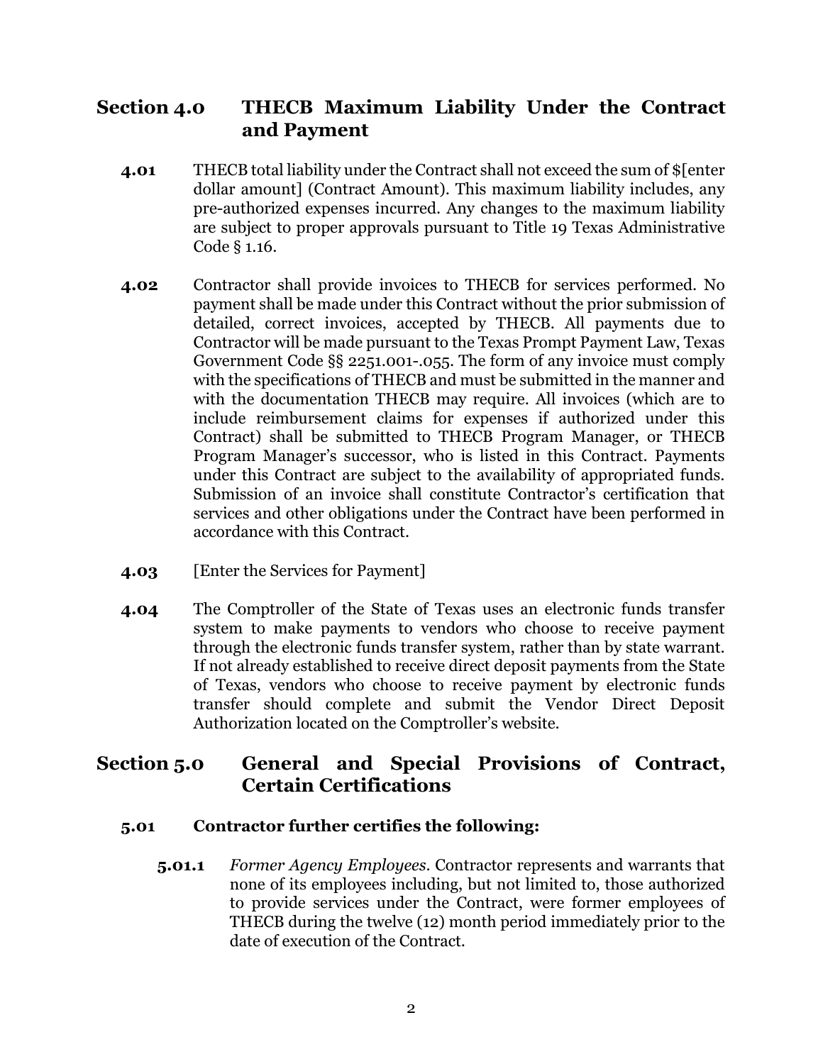## Section 4.0 THECB Maximum Liability Under the Contract and Payment

**4.01** THECB total liability under the Contract shall not exceed the sum of $[enter dollar amount] (Contract Amount). This maximum liability includes, any pre-authorized expenses incurred. Any changes to the maximum liability are subject to proper approvals pursuant to Title 19 Texas Administrative Code § 1.16.

**4.02** Contractor shall provide invoices to THECB for services performed. No payment shall be made under this Contract without the prior submission of detailed, correct invoices, accepted by THECB. All payments due to Contractor will be made pursuant to the Texas Prompt Payment Law, Texas Government Code §§ 2251.001-.055. The form of any invoice must comply with the specifications of THECB and must be submitted in the manner and with the documentation THECB may require. All invoices (which are to include reimbursement claims for expenses if authorized under this Contract) shall be submitted to THECB Program Manager, or THECB Program Manager's successor, who is listed in this Contract. Payments under this Contract are subject to the availability of appropriated funds. Submission of an invoice shall constitute Contractor's certification that services and other obligations under the Contract have been performed in accordance with this Contract.

**4.03** [Enter the Services for Payment]

**4.04** The Comptroller of the State of Texas uses an electronic funds transfer system to make payments to vendors who choose to receive payment through the electronic funds transfer system, rather than by state warrant. If not already established to receive direct deposit payments from the State of Texas, vendors who choose to receive payment by electronic funds transfer should complete and submit the Vendor Direct Deposit Authorization located on the Comptroller's website.

## Section 5.0 General and Special Provisions of Contract, Certain Certifications

### 5.01 Contractor further certifies the following:

**5.01.1** *Former Agency Employees.* Contractor represents and warrants that none of its employees including, but not limited to, those authorized to provide services under the Contract, were former employees of THECB during the twelve (12) month period immediately prior to the date of execution of the Contract.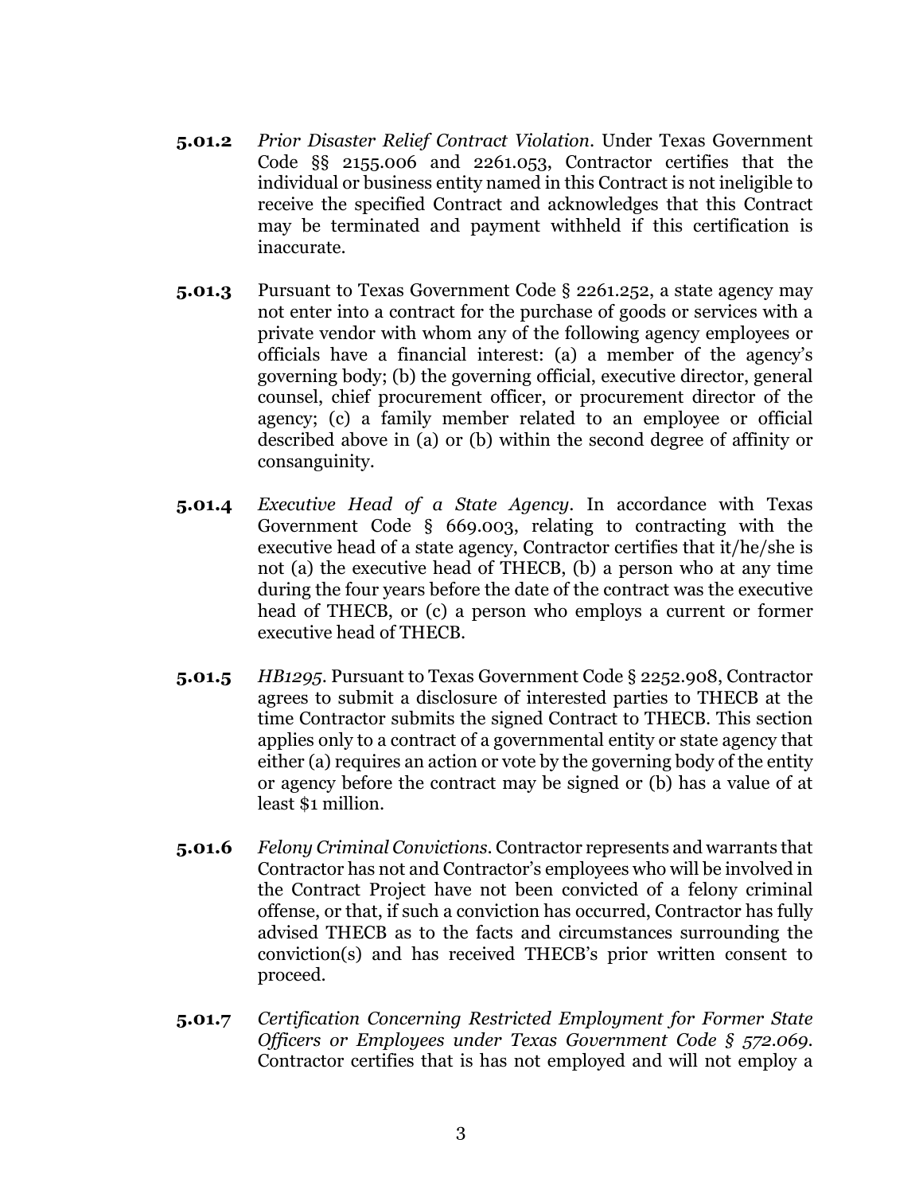**5.01.2** *Prior Disaster Relief Contract Violation*. Under Texas Government Code §§ 2155.006 and 2261.053, Contractor certifies that the individual or business entity named in this Contract is not ineligible to receive the specified Contract and acknowledges that this Contract may be terminated and payment withheld if this certification is inaccurate.

**5.01.3** Pursuant to Texas Government Code § 2261.252, a state agency may not enter into a contract for the purchase of goods or services with a private vendor with whom any of the following agency employees or officials have a financial interest: (a) a member of the agency's governing body; (b) the governing official, executive director, general counsel, chief procurement officer, or procurement director of the agency; (c) a family member related to an employee or official described above in (a) or (b) within the second degree of affinity or consanguinity.

**5.01.4** *Executive Head of a State Agency*. In accordance with Texas Government Code § 669.003, relating to contracting with the executive head of a state agency, Contractor certifies that it/he/she is not (a) the executive head of THECB, (b) a person who at any time during the four years before the date of the contract was the executive head of THECB, or (c) a person who employs a current or former executive head of THECB.

**5.01.5** *HB1295*. Pursuant to Texas Government Code § 2252.908, Contractor agrees to submit a disclosure of interested parties to THECB at the time Contractor submits the signed Contract to THECB. This section applies only to a contract of a governmental entity or state agency that either (a) requires an action or vote by the governing body of the entity or agency before the contract may be signed or (b) has a value of at least $1 million.

**5.01.6** *Felony Criminal Convictions*. Contractor represents and warrants that Contractor has not and Contractor's employees who will be involved in the Contract Project have not been convicted of a felony criminal offense, or that, if such a conviction has occurred, Contractor has fully advised THECB as to the facts and circumstances surrounding the conviction(s) and has received THECB's prior written consent to proceed.

**5.01.7** *Certification Concerning Restricted Employment for Former State Officers or Employees under Texas Government Code § 572.069*. Contractor certifies that is has not employed and will not employ a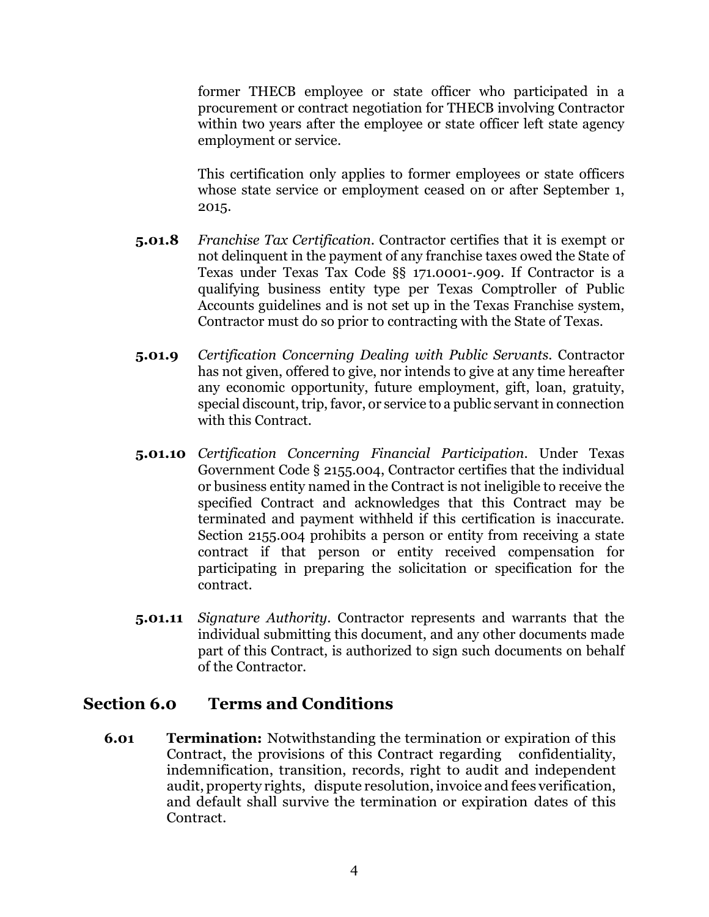former THECB employee or state officer who participated in a procurement or contract negotiation for THECB involving Contractor within two years after the employee or state officer left state agency employment or service.

This certification only applies to former employees or state officers whose state service or employment ceased on or after September 1, 2015.

**5.01.8** *Franchise Tax Certification*. Contractor certifies that it is exempt or not delinquent in the payment of any franchise taxes owed the State of Texas under Texas Tax Code §§ 171.0001-.909. If Contractor is a qualifying business entity type per Texas Comptroller of Public Accounts guidelines and is not set up in the Texas Franchise system, Contractor must do so prior to contracting with the State of Texas.

**5.01.9** *Certification Concerning Dealing with Public Servants*. Contractor has not given, offered to give, nor intends to give at any time hereafter any economic opportunity, future employment, gift, loan, gratuity, special discount, trip, favor, or service to a public servant in connection with this Contract.

**5.01.10** *Certification Concerning Financial Participation*. Under Texas Government Code § 2155.004, Contractor certifies that the individual or business entity named in the Contract is not ineligible to receive the specified Contract and acknowledges that this Contract may be terminated and payment withheld if this certification is inaccurate. Section 2155.004 prohibits a person or entity from receiving a state contract if that person or entity received compensation for participating in preparing the solicitation or specification for the contract.

**5.01.11** *Signature Authority*. Contractor represents and warrants that the individual submitting this document, and any other documents made part of this Contract, is authorized to sign such documents on behalf of the Contractor.

## Section 6.0 Terms and Conditions

**6.01 Termination:** Notwithstanding the termination or expiration of this Contract, the provisions of this Contract regarding confidentiality, indemnification, transition, records, right to audit and independent audit, property rights, dispute resolution, invoice and fees verification, and default shall survive the termination or expiration dates of this Contract.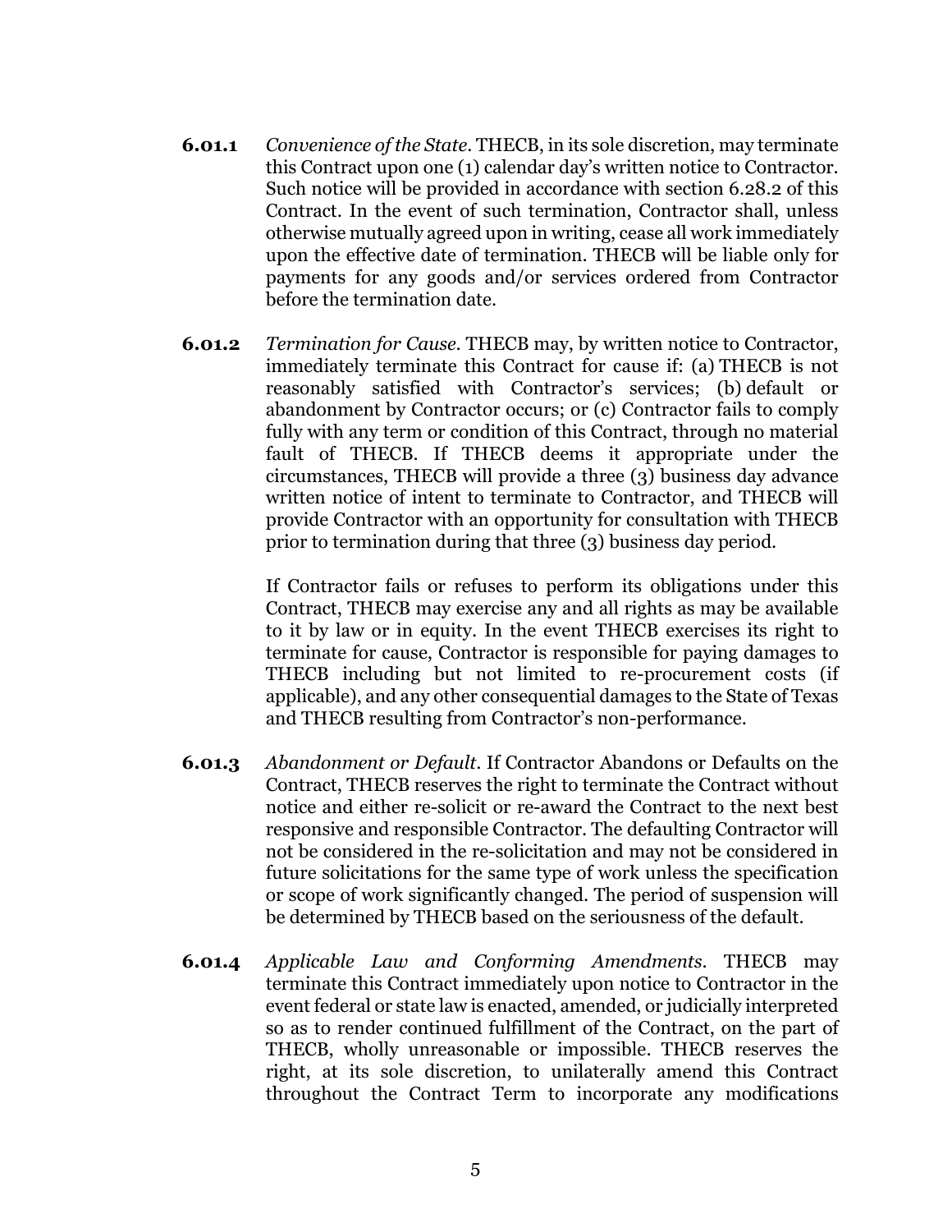**6.01.1** *Convenience of the State*. THECB, in its sole discretion, may terminate this Contract upon one (1) calendar day's written notice to Contractor. Such notice will be provided in accordance with section 6.28.2 of this Contract. In the event of such termination, Contractor shall, unless otherwise mutually agreed upon in writing, cease all work immediately upon the effective date of termination. THECB will be liable only for payments for any goods and/or services ordered from Contractor before the termination date.

**6.01.2** *Termination for Cause*. THECB may, by written notice to Contractor, immediately terminate this Contract for cause if: (a) THECB is not reasonably satisfied with Contractor's services; (b) default or abandonment by Contractor occurs; or (c) Contractor fails to comply fully with any term or condition of this Contract, through no material fault of THECB. If THECB deems it appropriate under the circumstances, THECB will provide a three (3) business day advance written notice of intent to terminate to Contractor, and THECB will provide Contractor with an opportunity for consultation with THECB prior to termination during that three (3) business day period.

If Contractor fails or refuses to perform its obligations under this Contract, THECB may exercise any and all rights as may be available to it by law or in equity. In the event THECB exercises its right to terminate for cause, Contractor is responsible for paying damages to THECB including but not limited to re-procurement costs (if applicable), and any other consequential damages to the State of Texas and THECB resulting from Contractor's non-performance.

**6.01.3** *Abandonment or Default*. If Contractor Abandons or Defaults on the Contract, THECB reserves the right to terminate the Contract without notice and either re-solicit or re-award the Contract to the next best responsive and responsible Contractor. The defaulting Contractor will not be considered in the re-solicitation and may not be considered in future solicitations for the same type of work unless the specification or scope of work significantly changed. The period of suspension will be determined by THECB based on the seriousness of the default.

**6.01.4** *Applicable Law and Conforming Amendments*. THECB may terminate this Contract immediately upon notice to Contractor in the event federal or state law is enacted, amended, or judicially interpreted so as to render continued fulfillment of the Contract, on the part of THECB, wholly unreasonable or impossible. THECB reserves the right, at its sole discretion, to unilaterally amend this Contract throughout the Contract Term to incorporate any modifications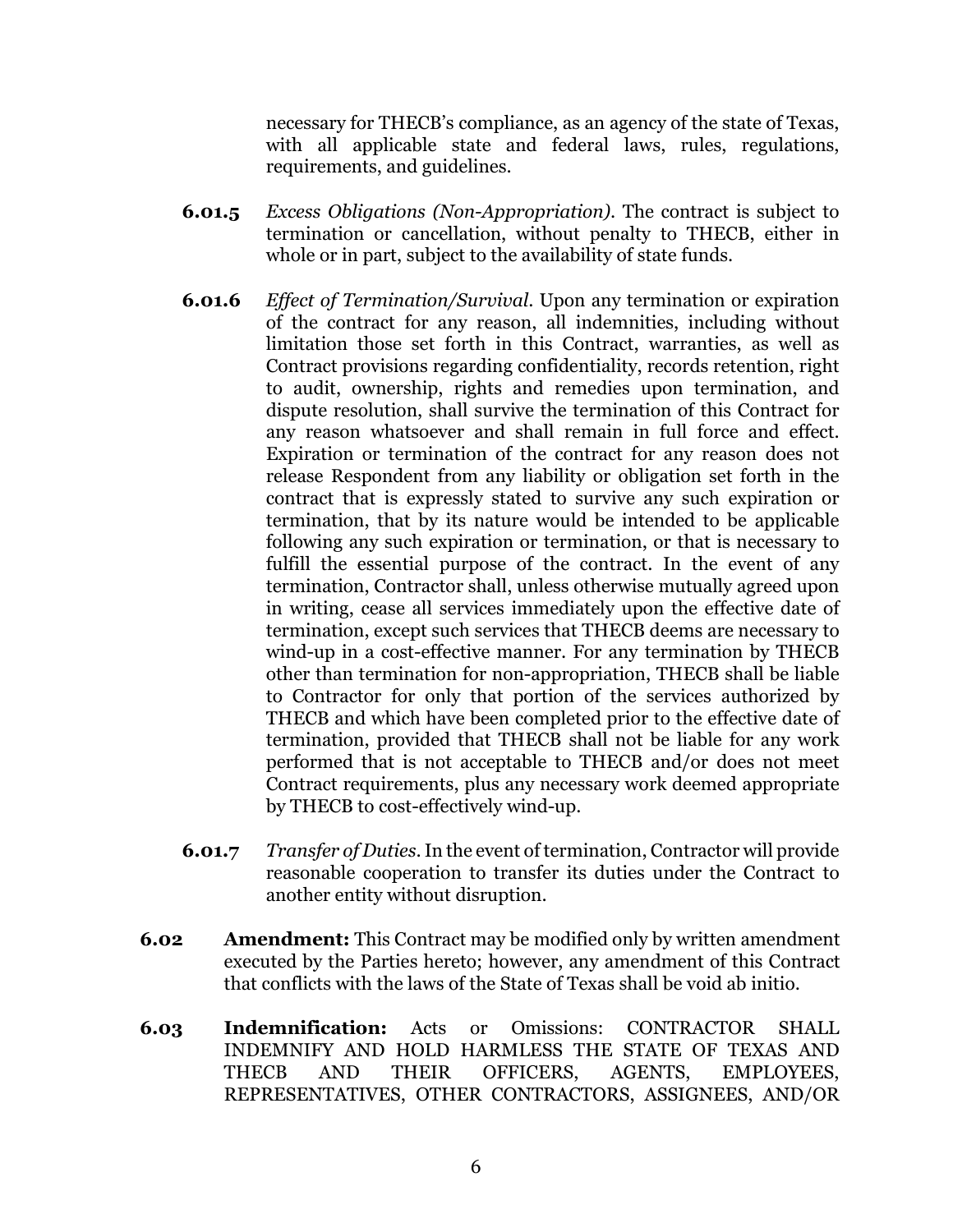necessary for THECB's compliance, as an agency of the state of Texas, with all applicable state and federal laws, rules, regulations, requirements, and guidelines.

**6.01.5** *Excess Obligations (Non-Appropriation).* The contract is subject to termination or cancellation, without penalty to THECB, either in whole or in part, subject to the availability of state funds.

**6.01.6** *Effect of Termination/Survival.* Upon any termination or expiration of the contract for any reason, all indemnities, including without limitation those set forth in this Contract, warranties, as well as Contract provisions regarding confidentiality, records retention, right to audit, ownership, rights and remedies upon termination, and dispute resolution, shall survive the termination of this Contract for any reason whatsoever and shall remain in full force and effect. Expiration or termination of the contract for any reason does not release Respondent from any liability or obligation set forth in the contract that is expressly stated to survive any such expiration or termination, that by its nature would be intended to be applicable following any such expiration or termination, or that is necessary to fulfill the essential purpose of the contract. In the event of any termination, Contractor shall, unless otherwise mutually agreed upon in writing, cease all services immediately upon the effective date of termination, except such services that THECB deems are necessary to wind-up in a cost-effective manner. For any termination by THECB other than termination for non-appropriation, THECB shall be liable to Contractor for only that portion of the services authorized by THECB and which have been completed prior to the effective date of termination, provided that THECB shall not be liable for any work performed that is not acceptable to THECB and/or does not meet Contract requirements, plus any necessary work deemed appropriate by THECB to cost-effectively wind-up.

**6.01.7** *Transfer of Duties.* In the event of termination, Contractor will provide reasonable cooperation to transfer its duties under the Contract to another entity without disruption.

**6.02** **Amendment:** This Contract may be modified only by written amendment executed by the Parties hereto; however, any amendment of this Contract that conflicts with the laws of the State of Texas shall be void ab initio.

**6.03** **Indemnification:** Acts or Omissions: CONTRACTOR SHALL INDEMNIFY AND HOLD HARMLESS THE STATE OF TEXAS AND THECB AND THEIR OFFICERS, AGENTS, EMPLOYEES, REPRESENTATIVES, OTHER CONTRACTORS, ASSIGNEES, AND/OR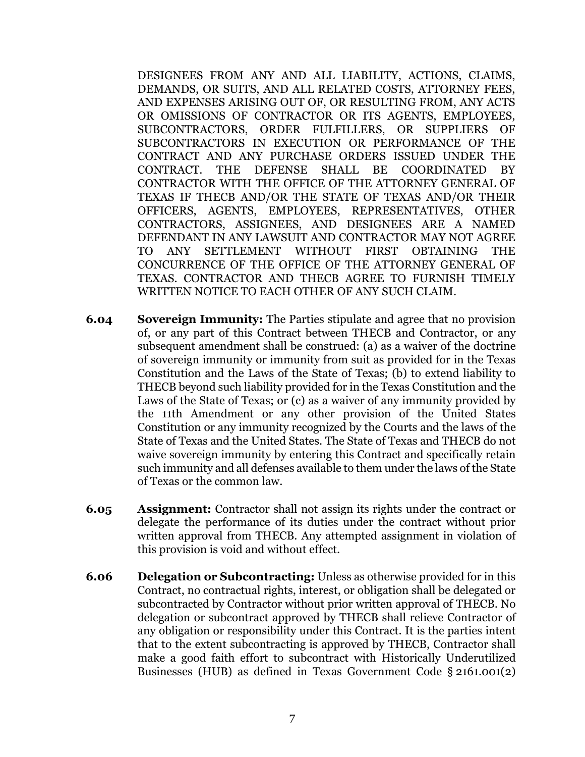DESIGNEES FROM ANY AND ALL LIABILITY, ACTIONS, CLAIMS, DEMANDS, OR SUITS, AND ALL RELATED COSTS, ATTORNEY FEES, AND EXPENSES ARISING OUT OF, OR RESULTING FROM, ANY ACTS OR OMISSIONS OF CONTRACTOR OR ITS AGENTS, EMPLOYEES, SUBCONTRACTORS, ORDER FULFILLERS, OR SUPPLIERS OF SUBCONTRACTORS IN EXECUTION OR PERFORMANCE OF THE CONTRACT AND ANY PURCHASE ORDERS ISSUED UNDER THE CONTRACT. THE DEFENSE SHALL BE COORDINATED BY CONTRACTOR WITH THE OFFICE OF THE ATTORNEY GENERAL OF TEXAS IF THECB AND/OR THE STATE OF TEXAS AND/OR THEIR OFFICERS, AGENTS, EMPLOYEES, REPRESENTATIVES, OTHER CONTRACTORS, ASSIGNEES, AND DESIGNEES ARE A NAMED DEFENDANT IN ANY LAWSUIT AND CONTRACTOR MAY NOT AGREE TO ANY SETTLEMENT WITHOUT FIRST OBTAINING THE CONCURRENCE OF THE OFFICE OF THE ATTORNEY GENERAL OF TEXAS. CONTRACTOR AND THECB AGREE TO FURNISH TIMELY WRITTEN NOTICE TO EACH OTHER OF ANY SUCH CLAIM.

**6.04 Sovereign Immunity:** The Parties stipulate and agree that no provision of, or any part of this Contract between THECB and Contractor, or any subsequent amendment shall be construed: (a) as a waiver of the doctrine of sovereign immunity or immunity from suit as provided for in the Texas Constitution and the Laws of the State of Texas; (b) to extend liability to THECB beyond such liability provided for in the Texas Constitution and the Laws of the State of Texas; or (c) as a waiver of any immunity provided by the 11th Amendment or any other provision of the United States Constitution or any immunity recognized by the Courts and the laws of the State of Texas and the United States. The State of Texas and THECB do not waive sovereign immunity by entering this Contract and specifically retain such immunity and all defenses available to them under the laws of the State of Texas or the common law.

**6.05 Assignment:** Contractor shall not assign its rights under the contract or delegate the performance of its duties under the contract without prior written approval from THECB. Any attempted assignment in violation of this provision is void and without effect.

**6.06 Delegation or Subcontracting:** Unless as otherwise provided for in this Contract, no contractual rights, interest, or obligation shall be delegated or subcontracted by Contractor without prior written approval of THECB. No delegation or subcontract approved by THECB shall relieve Contractor of any obligation or responsibility under this Contract. It is the parties intent that to the extent subcontracting is approved by THECB, Contractor shall make a good faith effort to subcontract with Historically Underutilized Businesses (HUB) as defined in Texas Government Code § 2161.001(2)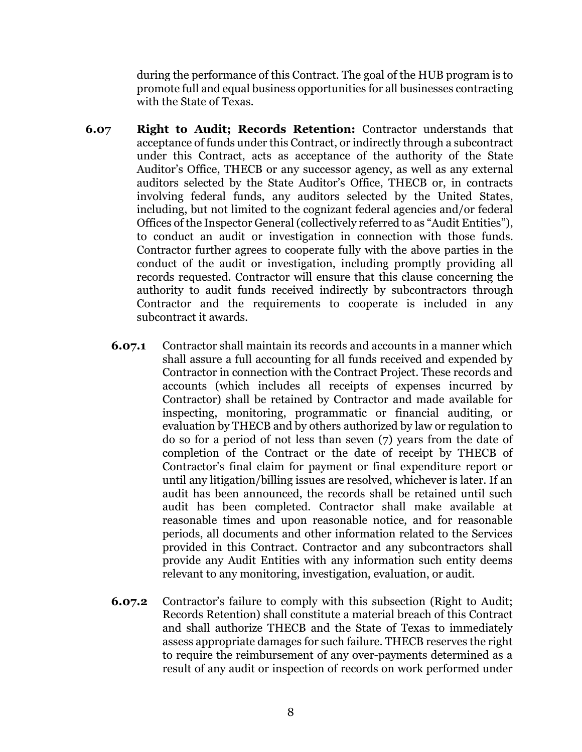during the performance of this Contract. The goal of the HUB program is to promote full and equal business opportunities for all businesses contracting with the State of Texas.

**6.07 Right to Audit; Records Retention:** Contractor understands that acceptance of funds under this Contract, or indirectly through a subcontract under this Contract, acts as acceptance of the authority of the State Auditor's Office, THECB or any successor agency, as well as any external auditors selected by the State Auditor's Office, THECB or, in contracts involving federal funds, any auditors selected by the United States, including, but not limited to the cognizant federal agencies and/or federal Offices of the Inspector General (collectively referred to as "Audit Entities"), to conduct an audit or investigation in connection with those funds. Contractor further agrees to cooperate fully with the above parties in the conduct of the audit or investigation, including promptly providing all records requested. Contractor will ensure that this clause concerning the authority to audit funds received indirectly by subcontractors through Contractor and the requirements to cooperate is included in any subcontract it awards.

**6.07.1** Contractor shall maintain its records and accounts in a manner which shall assure a full accounting for all funds received and expended by Contractor in connection with the Contract Project. These records and accounts (which includes all receipts of expenses incurred by Contractor) shall be retained by Contractor and made available for inspecting, monitoring, programmatic or financial auditing, or evaluation by THECB and by others authorized by law or regulation to do so for a period of not less than seven (7) years from the date of completion of the Contract or the date of receipt by THECB of Contractor's final claim for payment or final expenditure report or until any litigation/billing issues are resolved, whichever is later. If an audit has been announced, the records shall be retained until such audit has been completed. Contractor shall make available at reasonable times and upon reasonable notice, and for reasonable periods, all documents and other information related to the Services provided in this Contract. Contractor and any subcontractors shall provide any Audit Entities with any information such entity deems relevant to any monitoring, investigation, evaluation, or audit.

**6.07.2** Contractor's failure to comply with this subsection (Right to Audit; Records Retention) shall constitute a material breach of this Contract and shall authorize THECB and the State of Texas to immediately assess appropriate damages for such failure. THECB reserves the right to require the reimbursement of any over-payments determined as a result of any audit or inspection of records on work performed under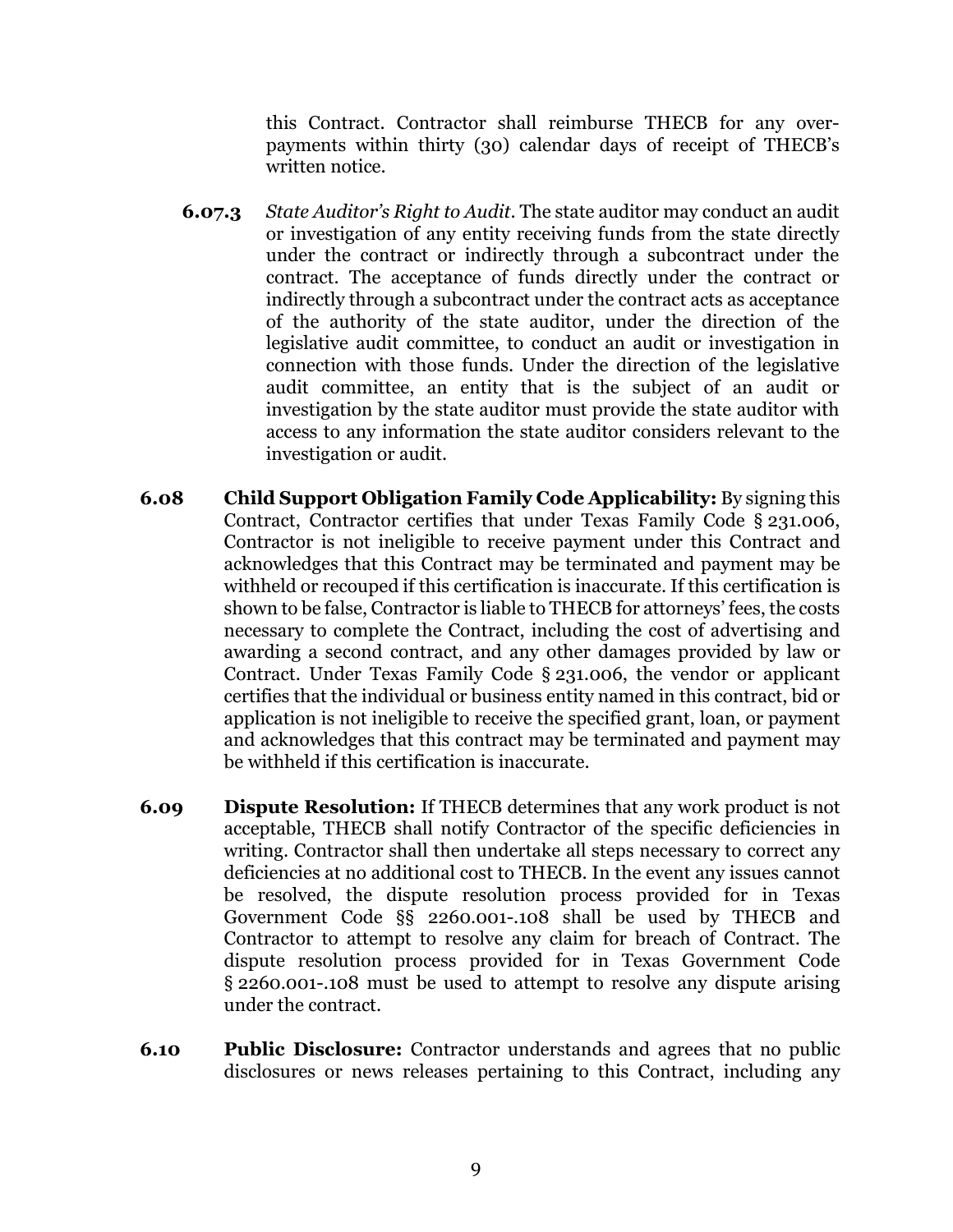this Contract. Contractor shall reimburse THECB for any over-payments within thirty (30) calendar days of receipt of THECB's written notice.

**6.07.3** *State Auditor's Right to Audit.* The state auditor may conduct an audit or investigation of any entity receiving funds from the state directly under the contract or indirectly through a subcontract under the contract. The acceptance of funds directly under the contract or indirectly through a subcontract under the contract acts as acceptance of the authority of the state auditor, under the direction of the legislative audit committee, to conduct an audit or investigation in connection with those funds. Under the direction of the legislative audit committee, an entity that is the subject of an audit or investigation by the state auditor must provide the state auditor with access to any information the state auditor considers relevant to the investigation or audit.

**6.08** **Child Support Obligation Family Code Applicability:** By signing this Contract, Contractor certifies that under Texas Family Code § 231.006, Contractor is not ineligible to receive payment under this Contract and acknowledges that this Contract may be terminated and payment may be withheld or recouped if this certification is inaccurate. If this certification is shown to be false, Contractor is liable to THECB for attorneys' fees, the costs necessary to complete the Contract, including the cost of advertising and awarding a second contract, and any other damages provided by law or Contract. Under Texas Family Code § 231.006, the vendor or applicant certifies that the individual or business entity named in this contract, bid or application is not ineligible to receive the specified grant, loan, or payment and acknowledges that this contract may be terminated and payment may be withheld if this certification is inaccurate.

**6.09** **Dispute Resolution:** If THECB determines that any work product is not acceptable, THECB shall notify Contractor of the specific deficiencies in writing. Contractor shall then undertake all steps necessary to correct any deficiencies at no additional cost to THECB. In the event any issues cannot be resolved, the dispute resolution process provided for in Texas Government Code §§ 2260.001-.108 shall be used by THECB and Contractor to attempt to resolve any claim for breach of Contract. The dispute resolution process provided for in Texas Government Code § 2260.001-.108 must be used to attempt to resolve any dispute arising under the contract.

**6.10** **Public Disclosure:** Contractor understands and agrees that no public disclosures or news releases pertaining to this Contract, including any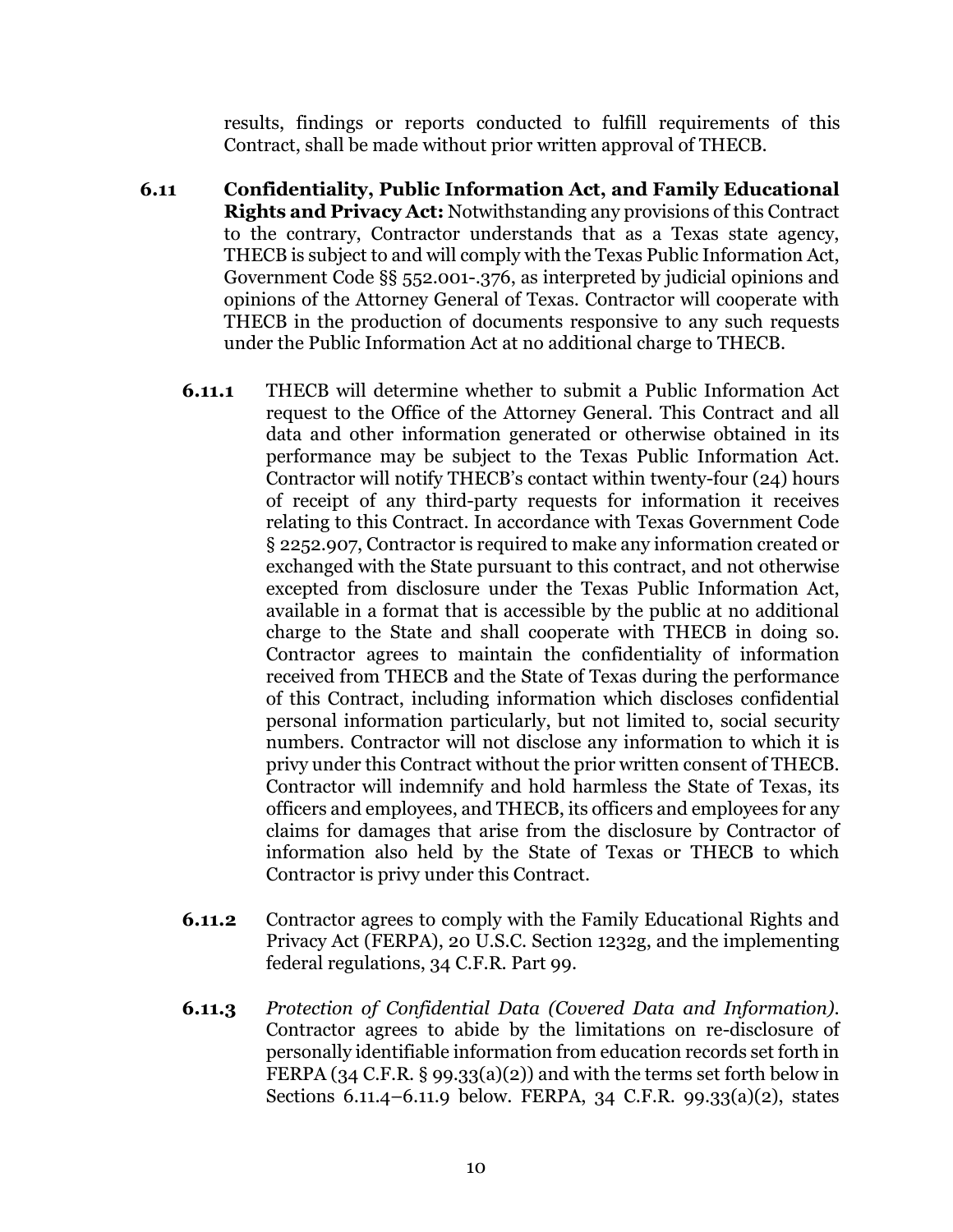results, findings or reports conducted to fulfill requirements of this Contract, shall be made without prior written approval of THECB.

**6.11 Confidentiality, Public Information Act, and Family Educational Rights and Privacy Act:** Notwithstanding any provisions of this Contract to the contrary, Contractor understands that as a Texas state agency, THECB is subject to and will comply with the Texas Public Information Act, Government Code §§ 552.001-.376, as interpreted by judicial opinions and opinions of the Attorney General of Texas. Contractor will cooperate with THECB in the production of documents responsive to any such requests under the Public Information Act at no additional charge to THECB.

**6.11.1** THECB will determine whether to submit a Public Information Act request to the Office of the Attorney General. This Contract and all data and other information generated or otherwise obtained in its performance may be subject to the Texas Public Information Act. Contractor will notify THECB's contact within twenty-four (24) hours of receipt of any third-party requests for information it receives relating to this Contract. In accordance with Texas Government Code § 2252.907, Contractor is required to make any information created or exchanged with the State pursuant to this contract, and not otherwise excepted from disclosure under the Texas Public Information Act, available in a format that is accessible by the public at no additional charge to the State and shall cooperate with THECB in doing so. Contractor agrees to maintain the confidentiality of information received from THECB and the State of Texas during the performance of this Contract, including information which discloses confidential personal information particularly, but not limited to, social security numbers. Contractor will not disclose any information to which it is privy under this Contract without the prior written consent of THECB. Contractor will indemnify and hold harmless the State of Texas, its officers and employees, and THECB, its officers and employees for any claims for damages that arise from the disclosure by Contractor of information also held by the State of Texas or THECB to which Contractor is privy under this Contract.

**6.11.2** Contractor agrees to comply with the Family Educational Rights and Privacy Act (FERPA), 20 U.S.C. Section 1232g, and the implementing federal regulations, 34 C.F.R. Part 99.

**6.11.3** *Protection of Confidential Data (Covered Data and Information).* Contractor agrees to abide by the limitations on re-disclosure of personally identifiable information from education records set forth in FERPA (34 C.F.R. § 99.33(a)(2)) and with the terms set forth below in Sections 6.11.4–6.11.9 below. FERPA, 34 C.F.R. 99.33(a)(2), states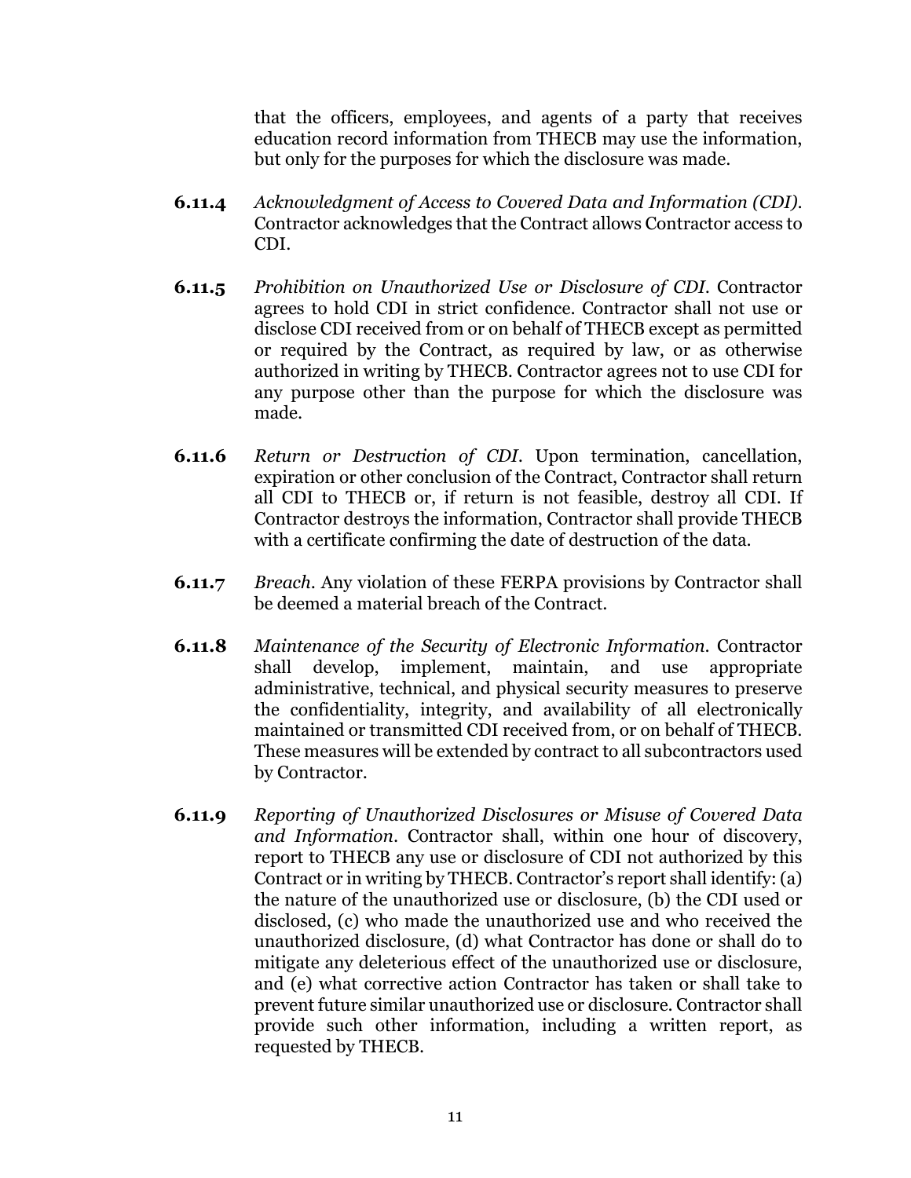that the officers, employees, and agents of a party that receives education record information from THECB may use the information, but only for the purposes for which the disclosure was made.

**6.11.4** *Acknowledgment of Access to Covered Data and Information (CDI).* Contractor acknowledges that the Contract allows Contractor access to CDI.

**6.11.5** *Prohibition on Unauthorized Use or Disclosure of CDI.* Contractor agrees to hold CDI in strict confidence. Contractor shall not use or disclose CDI received from or on behalf of THECB except as permitted or required by the Contract, as required by law, or as otherwise authorized in writing by THECB. Contractor agrees not to use CDI for any purpose other than the purpose for which the disclosure was made.

**6.11.6** *Return or Destruction of CDI.* Upon termination, cancellation, expiration or other conclusion of the Contract, Contractor shall return all CDI to THECB or, if return is not feasible, destroy all CDI. If Contractor destroys the information, Contractor shall provide THECB with a certificate confirming the date of destruction of the data.

**6.11.7** *Breach.* Any violation of these FERPA provisions by Contractor shall be deemed a material breach of the Contract.

**6.11.8** *Maintenance of the Security of Electronic Information.* Contractor shall develop, implement, maintain, and use appropriate administrative, technical, and physical security measures to preserve the confidentiality, integrity, and availability of all electronically maintained or transmitted CDI received from, or on behalf of THECB. These measures will be extended by contract to all subcontractors used by Contractor.

**6.11.9** *Reporting of Unauthorized Disclosures or Misuse of Covered Data and Information.* Contractor shall, within one hour of discovery, report to THECB any use or disclosure of CDI not authorized by this Contract or in writing by THECB. Contractor's report shall identify: (a) the nature of the unauthorized use or disclosure, (b) the CDI used or disclosed, (c) who made the unauthorized use and who received the unauthorized disclosure, (d) what Contractor has done or shall do to mitigate any deleterious effect of the unauthorized use or disclosure, and (e) what corrective action Contractor has taken or shall take to prevent future similar unauthorized use or disclosure. Contractor shall provide such other information, including a written report, as requested by THECB.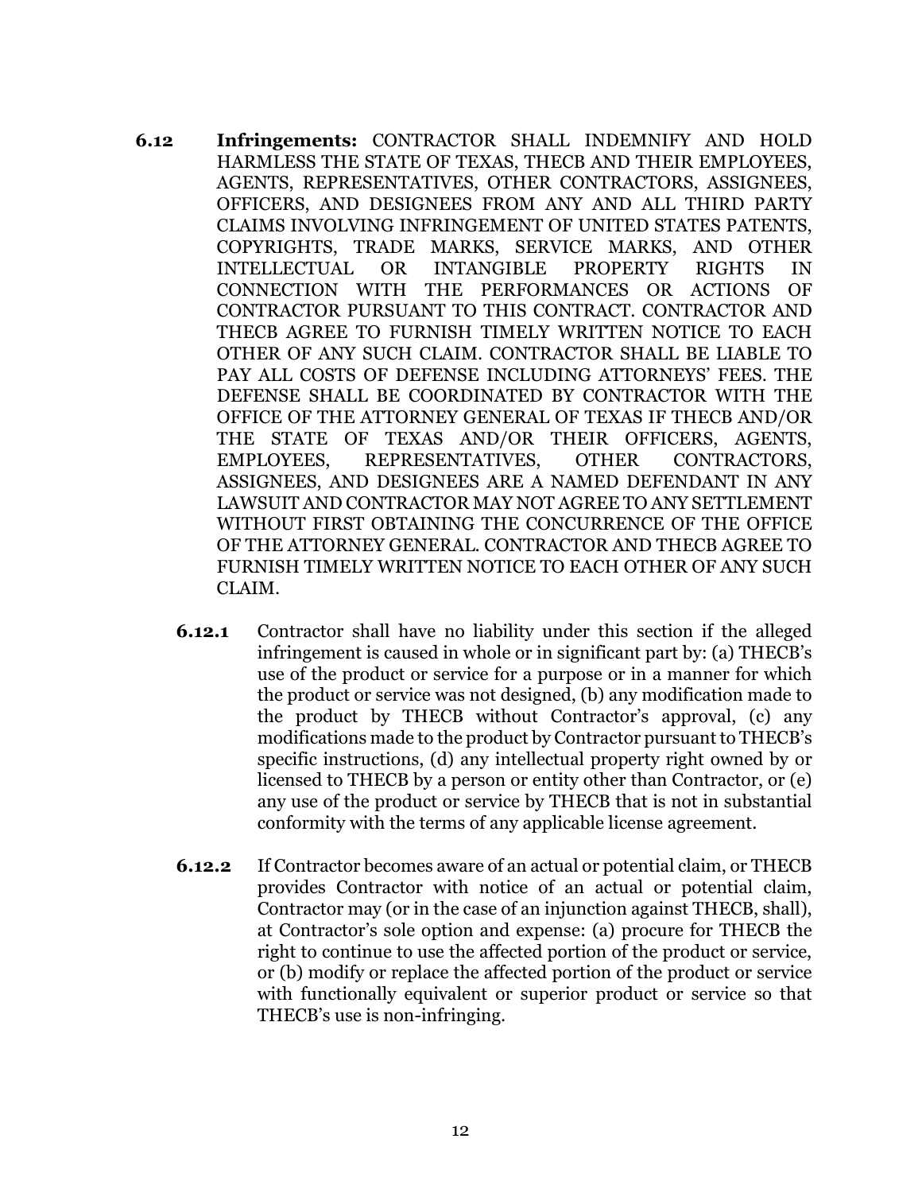**6.12 Infringements:** CONTRACTOR SHALL INDEMNIFY AND HOLD HARMLESS THE STATE OF TEXAS, THECB AND THEIR EMPLOYEES, AGENTS, REPRESENTATIVES, OTHER CONTRACTORS, ASSIGNEES, OFFICERS, AND DESIGNEES FROM ANY AND ALL THIRD PARTY CLAIMS INVOLVING INFRINGEMENT OF UNITED STATES PATENTS, COPYRIGHTS, TRADE MARKS, SERVICE MARKS, AND OTHER INTELLECTUAL OR INTANGIBLE PROPERTY RIGHTS IN CONNECTION WITH THE PERFORMANCES OR ACTIONS OF CONTRACTOR PURSUANT TO THIS CONTRACT. CONTRACTOR AND THECB AGREE TO FURNISH TIMELY WRITTEN NOTICE TO EACH OTHER OF ANY SUCH CLAIM. CONTRACTOR SHALL BE LIABLE TO PAY ALL COSTS OF DEFENSE INCLUDING ATTORNEYS' FEES. THE DEFENSE SHALL BE COORDINATED BY CONTRACTOR WITH THE OFFICE OF THE ATTORNEY GENERAL OF TEXAS IF THECB AND/OR THE STATE OF TEXAS AND/OR THEIR OFFICERS, AGENTS, EMPLOYEES, REPRESENTATIVES, OTHER CONTRACTORS, ASSIGNEES, AND DESIGNEES ARE A NAMED DEFENDANT IN ANY LAWSUIT AND CONTRACTOR MAY NOT AGREE TO ANY SETTLEMENT WITHOUT FIRST OBTAINING THE CONCURRENCE OF THE OFFICE OF THE ATTORNEY GENERAL. CONTRACTOR AND THECB AGREE TO FURNISH TIMELY WRITTEN NOTICE TO EACH OTHER OF ANY SUCH CLAIM.

**6.12.1** Contractor shall have no liability under this section if the alleged infringement is caused in whole or in significant part by: (a) THECB's use of the product or service for a purpose or in a manner for which the product or service was not designed, (b) any modification made to the product by THECB without Contractor's approval, (c) any modifications made to the product by Contractor pursuant to THECB's specific instructions, (d) any intellectual property right owned by or licensed to THECB by a person or entity other than Contractor, or (e) any use of the product or service by THECB that is not in substantial conformity with the terms of any applicable license agreement.

**6.12.2** If Contractor becomes aware of an actual or potential claim, or THECB provides Contractor with notice of an actual or potential claim, Contractor may (or in the case of an injunction against THECB, shall), at Contractor's sole option and expense: (a) procure for THECB the right to continue to use the affected portion of the product or service, or (b) modify or replace the affected portion of the product or service with functionally equivalent or superior product or service so that THECB's use is non-infringing.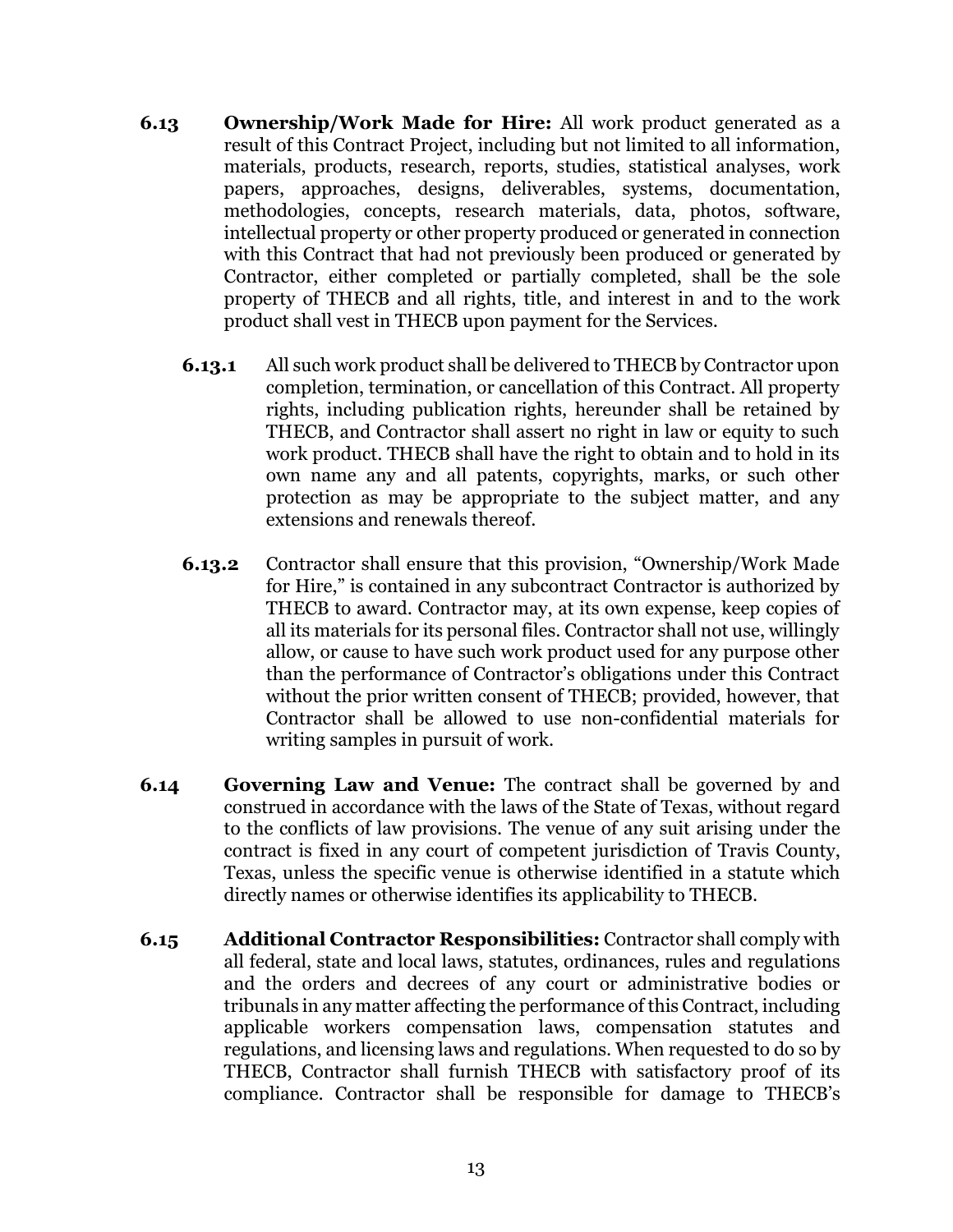**6.13 Ownership/Work Made for Hire:** All work product generated as a result of this Contract Project, including but not limited to all information, materials, products, research, reports, studies, statistical analyses, work papers, approaches, designs, deliverables, systems, documentation, methodologies, concepts, research materials, data, photos, software, intellectual property or other property produced or generated in connection with this Contract that had not previously been produced or generated by Contractor, either completed or partially completed, shall be the sole property of THECB and all rights, title, and interest in and to the work product shall vest in THECB upon payment for the Services.

**6.13.1** All such work product shall be delivered to THECB by Contractor upon completion, termination, or cancellation of this Contract. All property rights, including publication rights, hereunder shall be retained by THECB, and Contractor shall assert no right in law or equity to such work product. THECB shall have the right to obtain and to hold in its own name any and all patents, copyrights, marks, or such other protection as may be appropriate to the subject matter, and any extensions and renewals thereof.

**6.13.2** Contractor shall ensure that this provision, "Ownership/Work Made for Hire," is contained in any subcontract Contractor is authorized by THECB to award. Contractor may, at its own expense, keep copies of all its materials for its personal files. Contractor shall not use, willingly allow, or cause to have such work product used for any purpose other than the performance of Contractor's obligations under this Contract without the prior written consent of THECB; provided, however, that Contractor shall be allowed to use non-confidential materials for writing samples in pursuit of work.

**6.14 Governing Law and Venue:** The contract shall be governed by and construed in accordance with the laws of the State of Texas, without regard to the conflicts of law provisions. The venue of any suit arising under the contract is fixed in any court of competent jurisdiction of Travis County, Texas, unless the specific venue is otherwise identified in a statute which directly names or otherwise identifies its applicability to THECB.

**6.15 Additional Contractor Responsibilities:** Contractor shall comply with all federal, state and local laws, statutes, ordinances, rules and regulations and the orders and decrees of any court or administrative bodies or tribunals in any matter affecting the performance of this Contract, including applicable workers compensation laws, compensation statutes and regulations, and licensing laws and regulations. When requested to do so by THECB, Contractor shall furnish THECB with satisfactory proof of its compliance. Contractor shall be responsible for damage to THECB's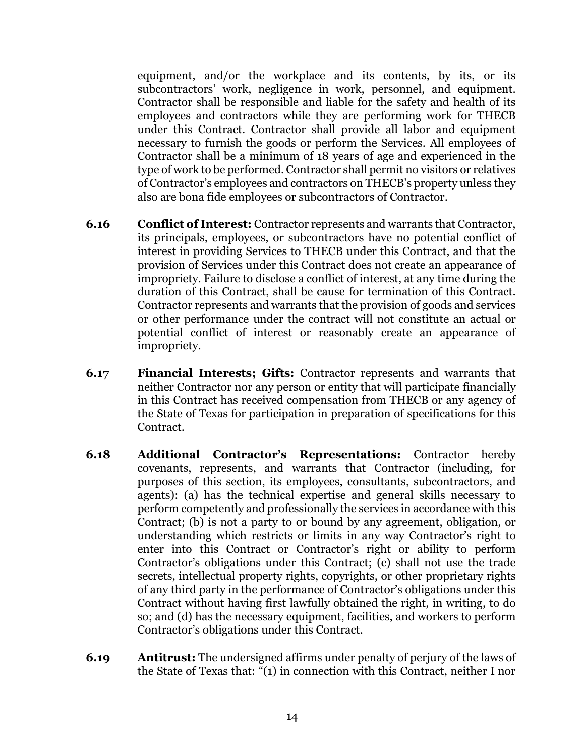equipment, and/or the workplace and its contents, by its, or its subcontractors' work, negligence in work, personnel, and equipment. Contractor shall be responsible and liable for the safety and health of its employees and contractors while they are performing work for THECB under this Contract. Contractor shall provide all labor and equipment necessary to furnish the goods or perform the Services. All employees of Contractor shall be a minimum of 18 years of age and experienced in the type of work to be performed. Contractor shall permit no visitors or relatives of Contractor's employees and contractors on THECB's property unless they also are bona fide employees or subcontractors of Contractor.

**6.16 Conflict of Interest:** Contractor represents and warrants that Contractor, its principals, employees, or subcontractors have no potential conflict of interest in providing Services to THECB under this Contract, and that the provision of Services under this Contract does not create an appearance of impropriety. Failure to disclose a conflict of interest, at any time during the duration of this Contract, shall be cause for termination of this Contract. Contractor represents and warrants that the provision of goods and services or other performance under the contract will not constitute an actual or potential conflict of interest or reasonably create an appearance of impropriety.

**6.17 Financial Interests; Gifts:** Contractor represents and warrants that neither Contractor nor any person or entity that will participate financially in this Contract has received compensation from THECB or any agency of the State of Texas for participation in preparation of specifications for this Contract.

**6.18 Additional Contractor's Representations:** Contractor hereby covenants, represents, and warrants that Contractor (including, for purposes of this section, its employees, consultants, subcontractors, and agents): (a) has the technical expertise and general skills necessary to perform competently and professionally the services in accordance with this Contract; (b) is not a party to or bound by any agreement, obligation, or understanding which restricts or limits in any way Contractor's right to enter into this Contract or Contractor's right or ability to perform Contractor's obligations under this Contract; (c) shall not use the trade secrets, intellectual property rights, copyrights, or other proprietary rights of any third party in the performance of Contractor's obligations under this Contract without having first lawfully obtained the right, in writing, to do so; and (d) has the necessary equipment, facilities, and workers to perform Contractor's obligations under this Contract.

**6.19 Antitrust:** The undersigned affirms under penalty of perjury of the laws of the State of Texas that: "(1) in connection with this Contract, neither I nor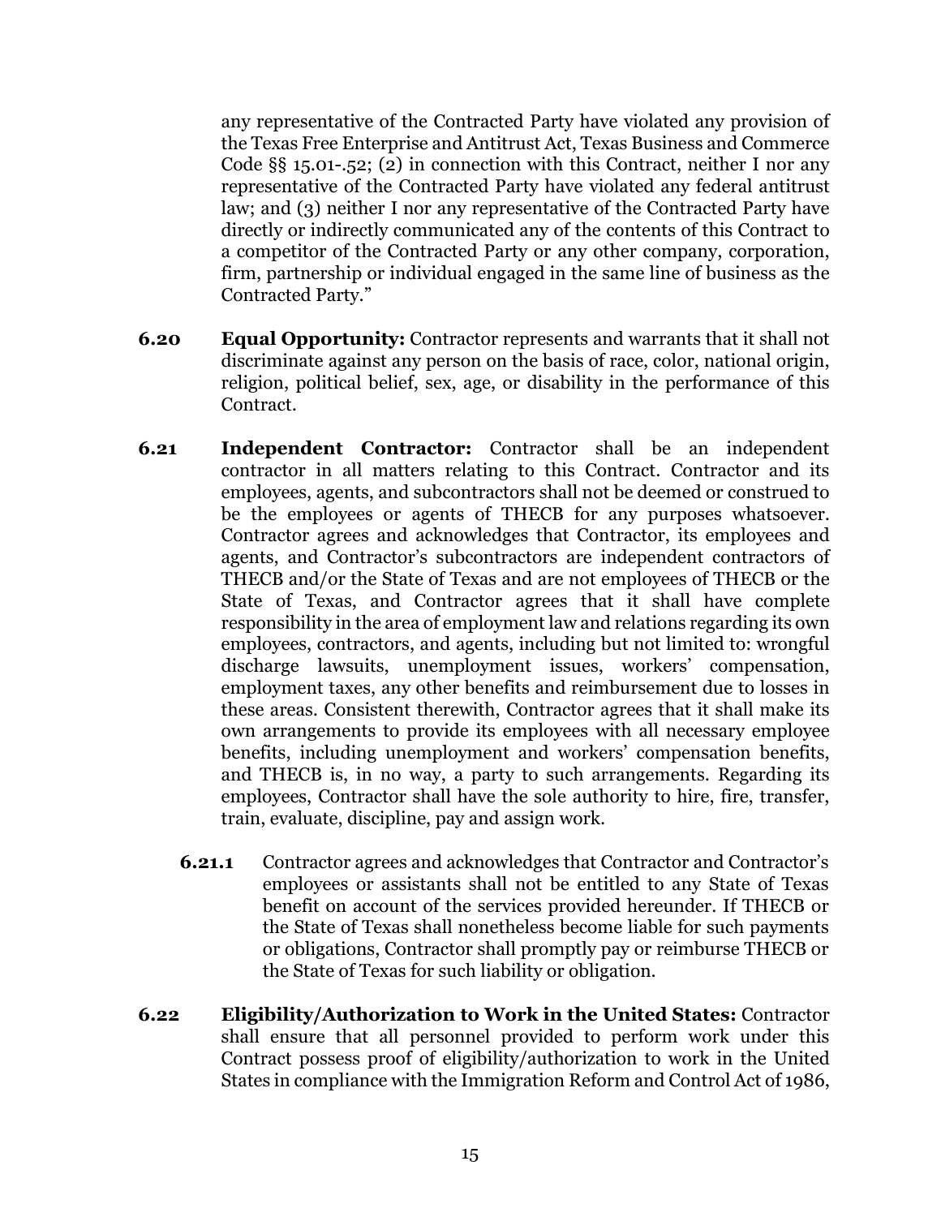any representative of the Contracted Party have violated any provision of the Texas Free Enterprise and Antitrust Act, Texas Business and Commerce Code §§ 15.01-.52; (2) in connection with this Contract, neither I nor any representative of the Contracted Party have violated any federal antitrust law; and (3) neither I nor any representative of the Contracted Party have directly or indirectly communicated any of the contents of this Contract to a competitor of the Contracted Party or any other company, corporation, firm, partnership or individual engaged in the same line of business as the Contracted Party."

**6.20 Equal Opportunity:** Contractor represents and warrants that it shall not discriminate against any person on the basis of race, color, national origin, religion, political belief, sex, age, or disability in the performance of this Contract.

**6.21 Independent Contractor:** Contractor shall be an independent contractor in all matters relating to this Contract. Contractor and its employees, agents, and subcontractors shall not be deemed or construed to be the employees or agents of THECB for any purposes whatsoever. Contractor agrees and acknowledges that Contractor, its employees and agents, and Contractor's subcontractors are independent contractors of THECB and/or the State of Texas and are not employees of THECB or the State of Texas, and Contractor agrees that it shall have complete responsibility in the area of employment law and relations regarding its own employees, contractors, and agents, including but not limited to: wrongful discharge lawsuits, unemployment issues, workers' compensation, employment taxes, any other benefits and reimbursement due to losses in these areas. Consistent therewith, Contractor agrees that it shall make its own arrangements to provide its employees with all necessary employee benefits, including unemployment and workers' compensation benefits, and THECB is, in no way, a party to such arrangements. Regarding its employees, Contractor shall have the sole authority to hire, fire, transfer, train, evaluate, discipline, pay and assign work.

**6.21.1** Contractor agrees and acknowledges that Contractor and Contractor's employees or assistants shall not be entitled to any State of Texas benefit on account of the services provided hereunder. If THECB or the State of Texas shall nonetheless become liable for such payments or obligations, Contractor shall promptly pay or reimburse THECB or the State of Texas for such liability or obligation.

**6.22 Eligibility/Authorization to Work in the United States:** Contractor shall ensure that all personnel provided to perform work under this Contract possess proof of eligibility/authorization to work in the United States in compliance with the Immigration Reform and Control Act of 1986,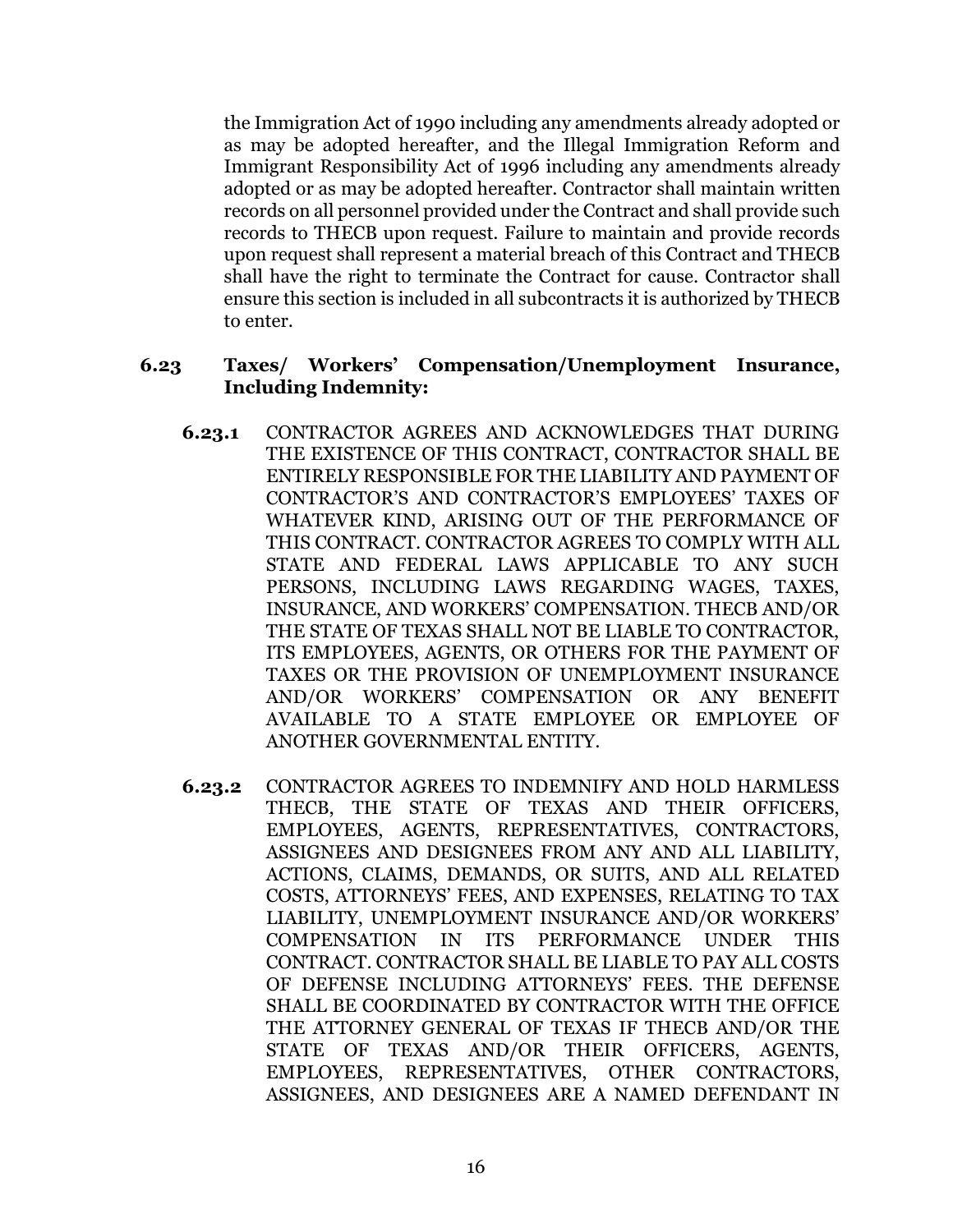the Immigration Act of 1990 including any amendments already adopted or as may be adopted hereafter, and the Illegal Immigration Reform and Immigrant Responsibility Act of 1996 including any amendments already adopted or as may be adopted hereafter. Contractor shall maintain written records on all personnel provided under the Contract and shall provide such records to THECB upon request. Failure to maintain and provide records upon request shall represent a material breach of this Contract and THECB shall have the right to terminate the Contract for cause. Contractor shall ensure this section is included in all subcontracts it is authorized by THECB to enter.

### 6.23 Taxes/ Workers' Compensation/Unemployment Insurance, Including Indemnity:

**6.23.1** CONTRACTOR AGREES AND ACKNOWLEDGES THAT DURING THE EXISTENCE OF THIS CONTRACT, CONTRACTOR SHALL BE ENTIRELY RESPONSIBLE FOR THE LIABILITY AND PAYMENT OF CONTRACTOR'S AND CONTRACTOR'S EMPLOYEES' TAXES OF WHATEVER KIND, ARISING OUT OF THE PERFORMANCE OF THIS CONTRACT. CONTRACTOR AGREES TO COMPLY WITH ALL STATE AND FEDERAL LAWS APPLICABLE TO ANY SUCH PERSONS, INCLUDING LAWS REGARDING WAGES, TAXES, INSURANCE, AND WORKERS' COMPENSATION. THECB AND/OR THE STATE OF TEXAS SHALL NOT BE LIABLE TO CONTRACTOR, ITS EMPLOYEES, AGENTS, OR OTHERS FOR THE PAYMENT OF TAXES OR THE PROVISION OF UNEMPLOYMENT INSURANCE AND/OR WORKERS' COMPENSATION OR ANY BENEFIT AVAILABLE TO A STATE EMPLOYEE OR EMPLOYEE OF ANOTHER GOVERNMENTAL ENTITY.

**6.23.2** CONTRACTOR AGREES TO INDEMNIFY AND HOLD HARMLESS THECB, THE STATE OF TEXAS AND THEIR OFFICERS, EMPLOYEES, AGENTS, REPRESENTATIVES, CONTRACTORS, ASSIGNEES AND DESIGNEES FROM ANY AND ALL LIABILITY, ACTIONS, CLAIMS, DEMANDS, OR SUITS, AND ALL RELATED COSTS, ATTORNEYS' FEES, AND EXPENSES, RELATING TO TAX LIABILITY, UNEMPLOYMENT INSURANCE AND/OR WORKERS' COMPENSATION IN ITS PERFORMANCE UNDER THIS CONTRACT. CONTRACTOR SHALL BE LIABLE TO PAY ALL COSTS OF DEFENSE INCLUDING ATTORNEYS' FEES. THE DEFENSE SHALL BE COORDINATED BY CONTRACTOR WITH THE OFFICE THE ATTORNEY GENERAL OF TEXAS IF THECB AND/OR THE STATE OF TEXAS AND/OR THEIR OFFICERS, AGENTS, EMPLOYEES, REPRESENTATIVES, OTHER CONTRACTORS, ASSIGNEES, AND DESIGNEES ARE A NAMED DEFENDANT IN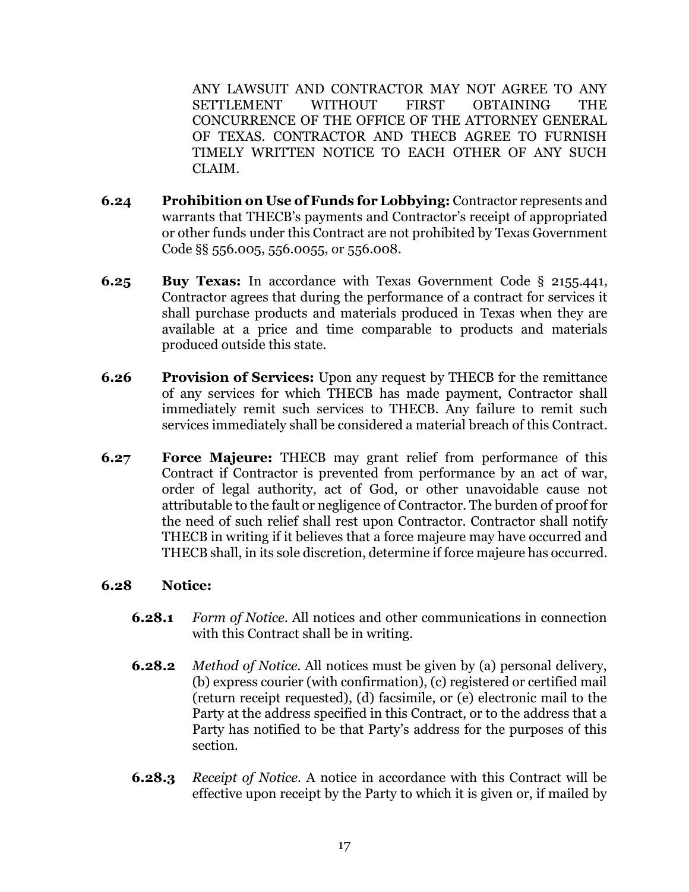ANY LAWSUIT AND CONTRACTOR MAY NOT AGREE TO ANY SETTLEMENT WITHOUT FIRST OBTAINING THE CONCURRENCE OF THE OFFICE OF THE ATTORNEY GENERAL OF TEXAS. CONTRACTOR AND THECB AGREE TO FURNISH TIMELY WRITTEN NOTICE TO EACH OTHER OF ANY SUCH CLAIM.

**6.24 Prohibition on Use of Funds for Lobbying:** Contractor represents and warrants that THECB's payments and Contractor's receipt of appropriated or other funds under this Contract are not prohibited by Texas Government Code §§ 556.005, 556.0055, or 556.008.

**6.25 Buy Texas:** In accordance with Texas Government Code § 2155.441, Contractor agrees that during the performance of a contract for services it shall purchase products and materials produced in Texas when they are available at a price and time comparable to products and materials produced outside this state.

**6.26 Provision of Services:** Upon any request by THECB for the remittance of any services for which THECB has made payment, Contractor shall immediately remit such services to THECB. Any failure to remit such services immediately shall be considered a material breach of this Contract.

**6.27 Force Majeure:** THECB may grant relief from performance of this Contract if Contractor is prevented from performance by an act of war, order of legal authority, act of God, or other unavoidable cause not attributable to the fault or negligence of Contractor. The burden of proof for the need of such relief shall rest upon Contractor. Contractor shall notify THECB in writing if it believes that a force majeure may have occurred and THECB shall, in its sole discretion, determine if force majeure has occurred.

**6.28 Notice:**

**6.28.1** *Form of Notice*. All notices and other communications in connection with this Contract shall be in writing.

**6.28.2** *Method of Notice*. All notices must be given by (a) personal delivery, (b) express courier (with confirmation), (c) registered or certified mail (return receipt requested), (d) facsimile, or (e) electronic mail to the Party at the address specified in this Contract, or to the address that a Party has notified to be that Party's address for the purposes of this section.

**6.28.3** *Receipt of Notice*. A notice in accordance with this Contract will be effective upon receipt by the Party to which it is given or, if mailed by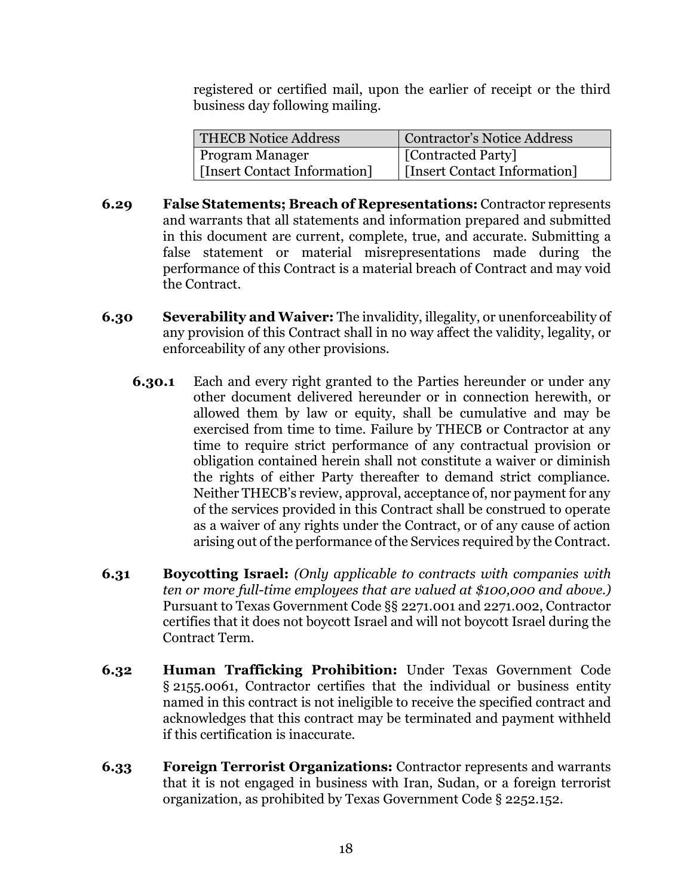registered or certified mail, upon the earlier of receipt or the third business day following mailing.

| THECB Notice Address | Contractor's Notice Address |
| --- | --- |
| Program Manager<br>[Insert Contact Information] | [Contracted Party]<br>[Insert Contact Information] |

**6.29 False Statements; Breach of Representations:** Contractor represents and warrants that all statements and information prepared and submitted in this document are current, complete, true, and accurate. Submitting a false statement or material misrepresentations made during the performance of this Contract is a material breach of Contract and may void the Contract.

**6.30 Severability and Waiver:** The invalidity, illegality, or unenforceability of any provision of this Contract shall in no way affect the validity, legality, or enforceability of any other provisions.

**6.30.1** Each and every right granted to the Parties hereunder or under any other document delivered hereunder or in connection herewith, or allowed them by law or equity, shall be cumulative and may be exercised from time to time. Failure by THECB or Contractor at any time to require strict performance of any contractual provision or obligation contained herein shall not constitute a waiver or diminish the rights of either Party thereafter to demand strict compliance. Neither THECB's review, approval, acceptance of, nor payment for any of the services provided in this Contract shall be construed to operate as a waiver of any rights under the Contract, or of any cause of action arising out of the performance of the Services required by the Contract.

**6.31 Boycotting Israel:** *(Only applicable to contracts with companies with ten or more full-time employees that are valued at $100,000 and above.)* Pursuant to Texas Government Code §§ 2271.001 and 2271.002, Contractor certifies that it does not boycott Israel and will not boycott Israel during the Contract Term.

**6.32 Human Trafficking Prohibition:** Under Texas Government Code § 2155.0061, Contractor certifies that the individual or business entity named in this contract is not ineligible to receive the specified contract and acknowledges that this contract may be terminated and payment withheld if this certification is inaccurate.

**6.33 Foreign Terrorist Organizations:** Contractor represents and warrants that it is not engaged in business with Iran, Sudan, or a foreign terrorist organization, as prohibited by Texas Government Code § 2252.152.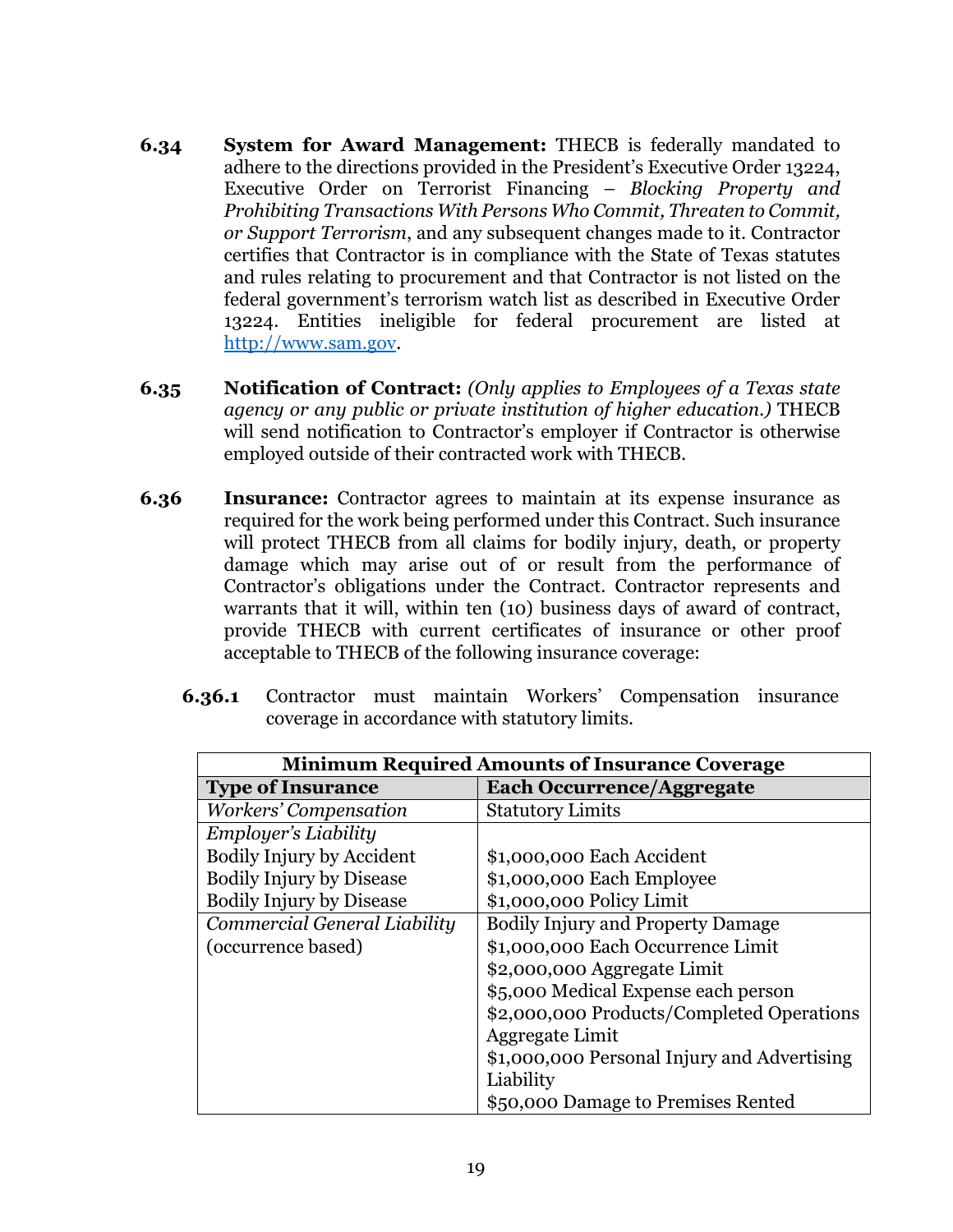**6.34** **System for Award Management:** THECB is federally mandated to adhere to the directions provided in the President's Executive Order 13224, Executive Order on Terrorist Financing – *Blocking Property and Prohibiting Transactions With Persons Who Commit, Threaten to Commit, or Support Terrorism*, and any subsequent changes made to it. Contractor certifies that Contractor is in compliance with the State of Texas statutes and rules relating to procurement and that Contractor is not listed on the federal government's terrorism watch list as described in Executive Order 13224. Entities ineligible for federal procurement are listed at http://www.sam.gov.

**6.35** **Notification of Contract:** *(Only applies to Employees of a Texas state agency or any public or private institution of higher education.)* THECB will send notification to Contractor's employer if Contractor is otherwise employed outside of their contracted work with THECB.

**6.36** **Insurance:** Contractor agrees to maintain at its expense insurance as required for the work being performed under this Contract. Such insurance will protect THECB from all claims for bodily injury, death, or property damage which may arise out of or result from the performance of Contractor's obligations under the Contract. Contractor represents and warrants that it will, within ten (10) business days of award of contract, provide THECB with current certificates of insurance or other proof acceptable to THECB of the following insurance coverage:

**6.36.1** Contractor must maintain Workers' Compensation insurance coverage in accordance with statutory limits.

| **Minimum Required Amounts of Insurance Coverage** | |
|---|---|
| **Type of Insurance** | **Each Occurrence/Aggregate** |
| *Workers' Compensation* | Statutory Limits |
| *Employer's Liability*<br>Bodily Injury by Accident<br>Bodily Injury by Disease<br>Bodily Injury by Disease | <br>$1,000,000 Each Accident<br>$1,000,000 Each Employee<br>$1,000,000 Policy Limit |
| *Commercial General Liability*<br>(occurrence based) | Bodily Injury and Property Damage<br>$1,000,000 Each Occurrence Limit<br>$2,000,000 Aggregate Limit<br>$5,000 Medical Expense each person<br>$2,000,000 Products/Completed Operations Aggregate Limit<br>$1,000,000 Personal Injury and Advertising Liability<br>$50,000 Damage to Premises Rented |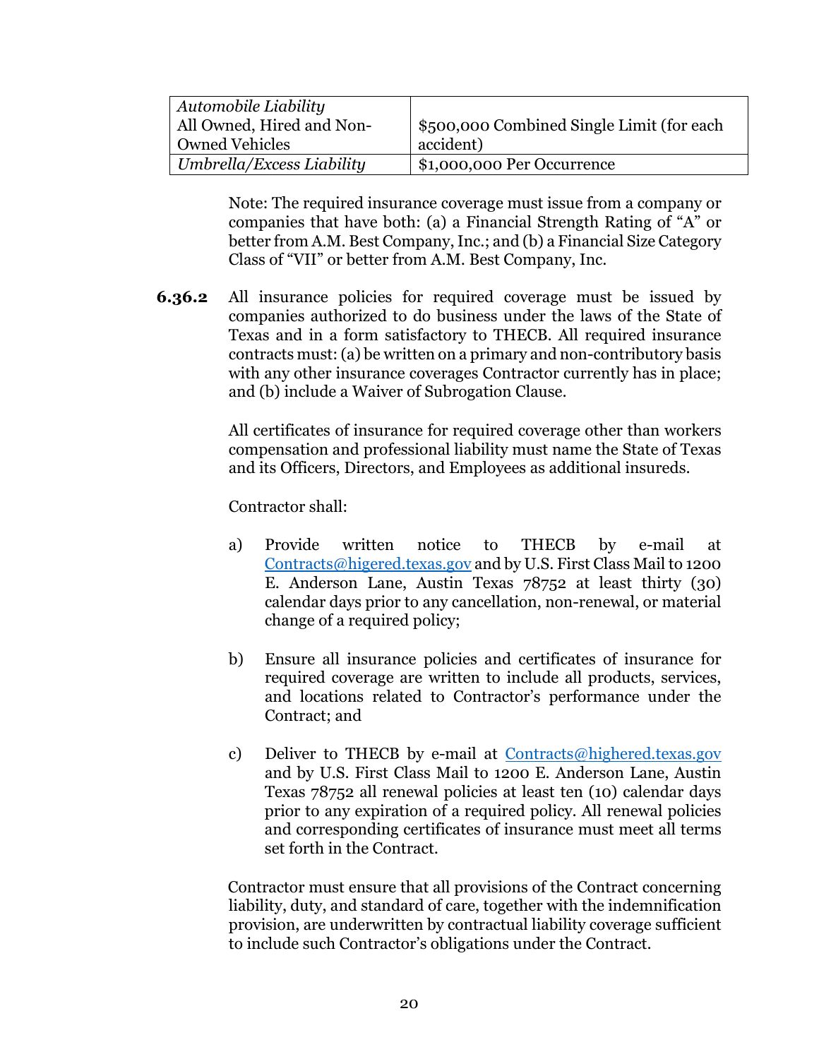| *Automobile Liability* All Owned, Hired and Non-Owned Vehicles | $500,000 Combined Single Limit (for each accident) |
|---|---|
| *Umbrella/Excess Liability* | $1,000,000 Per Occurrence |

Note: The required insurance coverage must issue from a company or companies that have both: (a) a Financial Strength Rating of "A" or better from A.M. Best Company, Inc.; and (b) a Financial Size Category Class of "VII" or better from A.M. Best Company, Inc.

**6.36.2** All insurance policies for required coverage must be issued by companies authorized to do business under the laws of the State of Texas and in a form satisfactory to THECB. All required insurance contracts must: (a) be written on a primary and non-contributory basis with any other insurance coverages Contractor currently has in place; and (b) include a Waiver of Subrogation Clause.

All certificates of insurance for required coverage other than workers compensation and professional liability must name the State of Texas and its Officers, Directors, and Employees as additional insureds.

Contractor shall:

a) Provide written notice to THECB by e-mail at Contracts@higered.texas.gov and by U.S. First Class Mail to 1200 E. Anderson Lane, Austin Texas 78752 at least thirty (30) calendar days prior to any cancellation, non-renewal, or material change of a required policy;

b) Ensure all insurance policies and certificates of insurance for required coverage are written to include all products, services, and locations related to Contractor's performance under the Contract; and

c) Deliver to THECB by e-mail at Contracts@highered.texas.gov and by U.S. First Class Mail to 1200 E. Anderson Lane, Austin Texas 78752 all renewal policies at least ten (10) calendar days prior to any expiration of a required policy. All renewal policies and corresponding certificates of insurance must meet all terms set forth in the Contract.

Contractor must ensure that all provisions of the Contract concerning liability, duty, and standard of care, together with the indemnification provision, are underwritten by contractual liability coverage sufficient to include such Contractor's obligations under the Contract.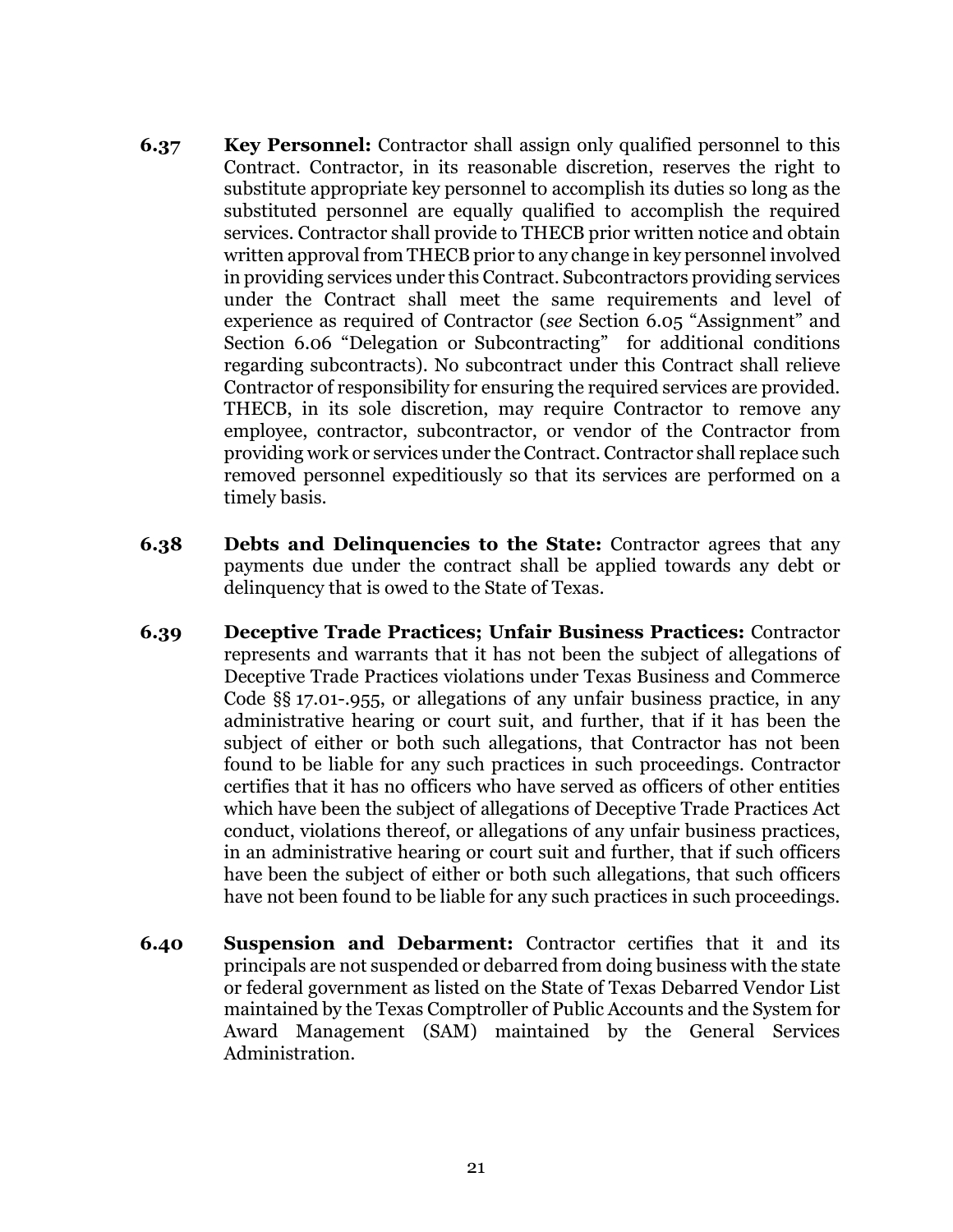**6.37 Key Personnel:** Contractor shall assign only qualified personnel to this Contract. Contractor, in its reasonable discretion, reserves the right to substitute appropriate key personnel to accomplish its duties so long as the substituted personnel are equally qualified to accomplish the required services. Contractor shall provide to THECB prior written notice and obtain written approval from THECB prior to any change in key personnel involved in providing services under this Contract. Subcontractors providing services under the Contract shall meet the same requirements and level of experience as required of Contractor (*see* Section 6.05 "Assignment" and Section 6.06 "Delegation or Subcontracting" for additional conditions regarding subcontracts). No subcontract under this Contract shall relieve Contractor of responsibility for ensuring the required services are provided. THECB, in its sole discretion, may require Contractor to remove any employee, contractor, subcontractor, or vendor of the Contractor from providing work or services under the Contract. Contractor shall replace such removed personnel expeditiously so that its services are performed on a timely basis.

**6.38 Debts and Delinquencies to the State:** Contractor agrees that any payments due under the contract shall be applied towards any debt or delinquency that is owed to the State of Texas.

**6.39 Deceptive Trade Practices; Unfair Business Practices:** Contractor represents and warrants that it has not been the subject of allegations of Deceptive Trade Practices violations under Texas Business and Commerce Code §§ 17.01-.955, or allegations of any unfair business practice, in any administrative hearing or court suit, and further, that if it has been the subject of either or both such allegations, that Contractor has not been found to be liable for any such practices in such proceedings. Contractor certifies that it has no officers who have served as officers of other entities which have been the subject of allegations of Deceptive Trade Practices Act conduct, violations thereof, or allegations of any unfair business practices, in an administrative hearing or court suit and further, that if such officers have been the subject of either or both such allegations, that such officers have not been found to be liable for any such practices in such proceedings.

**6.40 Suspension and Debarment:** Contractor certifies that it and its principals are not suspended or debarred from doing business with the state or federal government as listed on the State of Texas Debarred Vendor List maintained by the Texas Comptroller of Public Accounts and the System for Award Management (SAM) maintained by the General Services Administration.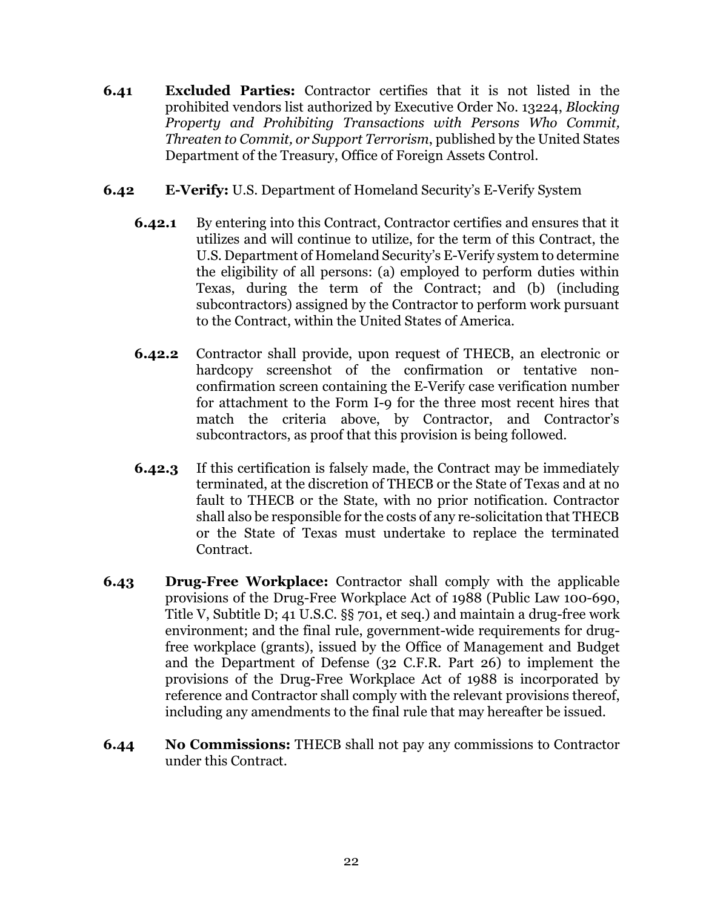**6.41** **Excluded Parties:** Contractor certifies that it is not listed in the prohibited vendors list authorized by Executive Order No. 13224, *Blocking Property and Prohibiting Transactions with Persons Who Commit, Threaten to Commit, or Support Terrorism*, published by the United States Department of the Treasury, Office of Foreign Assets Control.

**6.42** **E-Verify:** U.S. Department of Homeland Security's E-Verify System

**6.42.1** By entering into this Contract, Contractor certifies and ensures that it utilizes and will continue to utilize, for the term of this Contract, the U.S. Department of Homeland Security's E-Verify system to determine the eligibility of all persons: (a) employed to perform duties within Texas, during the term of the Contract; and (b) (including subcontractors) assigned by the Contractor to perform work pursuant to the Contract, within the United States of America.

**6.42.2** Contractor shall provide, upon request of THECB, an electronic or hardcopy screenshot of the confirmation or tentative non-confirmation screen containing the E-Verify case verification number for attachment to the Form I-9 for the three most recent hires that match the criteria above, by Contractor, and Contractor's subcontractors, as proof that this provision is being followed.

**6.42.3** If this certification is falsely made, the Contract may be immediately terminated, at the discretion of THECB or the State of Texas and at no fault to THECB or the State, with no prior notification. Contractor shall also be responsible for the costs of any re-solicitation that THECB or the State of Texas must undertake to replace the terminated Contract.

**6.43** **Drug-Free Workplace:** Contractor shall comply with the applicable provisions of the Drug-Free Workplace Act of 1988 (Public Law 100-690, Title V, Subtitle D; 41 U.S.C. §§ 701, et seq.) and maintain a drug-free work environment; and the final rule, government-wide requirements for drug-free workplace (grants), issued by the Office of Management and Budget and the Department of Defense (32 C.F.R. Part 26) to implement the provisions of the Drug-Free Workplace Act of 1988 is incorporated by reference and Contractor shall comply with the relevant provisions thereof, including any amendments to the final rule that may hereafter be issued.

**6.44** **No Commissions:** THECB shall not pay any commissions to Contractor under this Contract.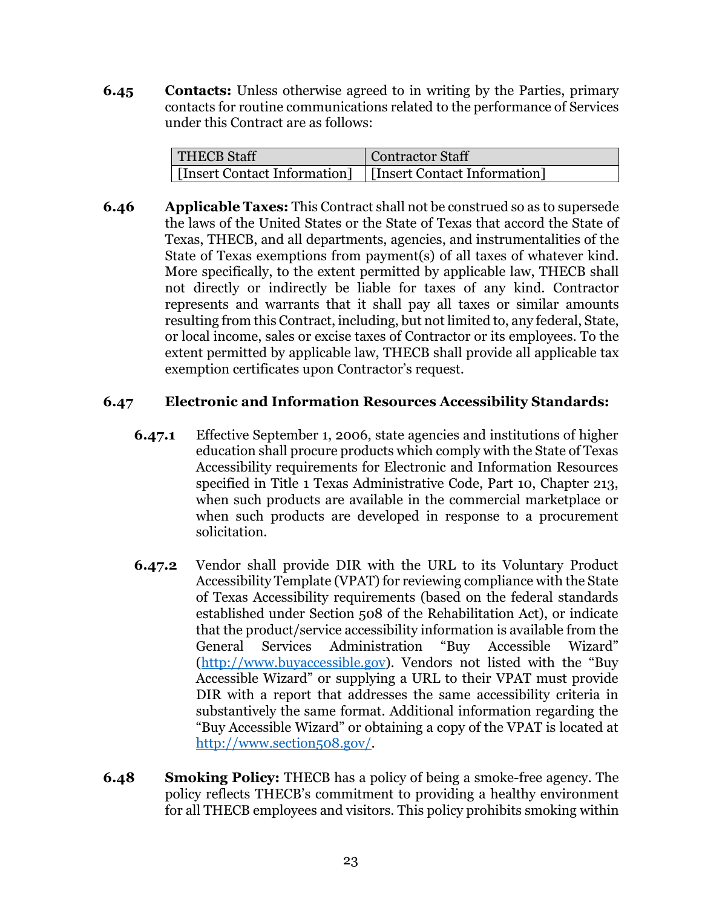**6.45** **Contacts:** Unless otherwise agreed to in writing by the Parties, primary contacts for routine communications related to the performance of Services under this Contract are as follows:

| THECB Staff | Contractor Staff |
|---|---|
| [Insert Contact Information] | [Insert Contact Information] |

**6.46** **Applicable Taxes:** This Contract shall not be construed so as to supersede the laws of the United States or the State of Texas that accord the State of Texas, THECB, and all departments, agencies, and instrumentalities of the State of Texas exemptions from payment(s) of all taxes of whatever kind. More specifically, to the extent permitted by applicable law, THECB shall not directly or indirectly be liable for taxes of any kind. Contractor represents and warrants that it shall pay all taxes or similar amounts resulting from this Contract, including, but not limited to, any federal, State, or local income, sales or excise taxes of Contractor or its employees. To the extent permitted by applicable law, THECB shall provide all applicable tax exemption certificates upon Contractor's request.

**6.47** **Electronic and Information Resources Accessibility Standards:**

**6.47.1** Effective September 1, 2006, state agencies and institutions of higher education shall procure products which comply with the State of Texas Accessibility requirements for Electronic and Information Resources specified in Title 1 Texas Administrative Code, Part 10, Chapter 213, when such products are available in the commercial marketplace or when such products are developed in response to a procurement solicitation.

**6.47.2** Vendor shall provide DIR with the URL to its Voluntary Product Accessibility Template (VPAT) for reviewing compliance with the State of Texas Accessibility requirements (based on the federal standards established under Section 508 of the Rehabilitation Act), or indicate that the product/service accessibility information is available from the General Services Administration "Buy Accessible Wizard" (http://www.buyaccessible.gov). Vendors not listed with the "Buy Accessible Wizard" or supplying a URL to their VPAT must provide DIR with a report that addresses the same accessibility criteria in substantively the same format. Additional information regarding the "Buy Accessible Wizard" or obtaining a copy of the VPAT is located at http://www.section508.gov/.

**6.48** **Smoking Policy:** THECB has a policy of being a smoke-free agency. The policy reflects THECB's commitment to providing a healthy environment for all THECB employees and visitors. This policy prohibits smoking within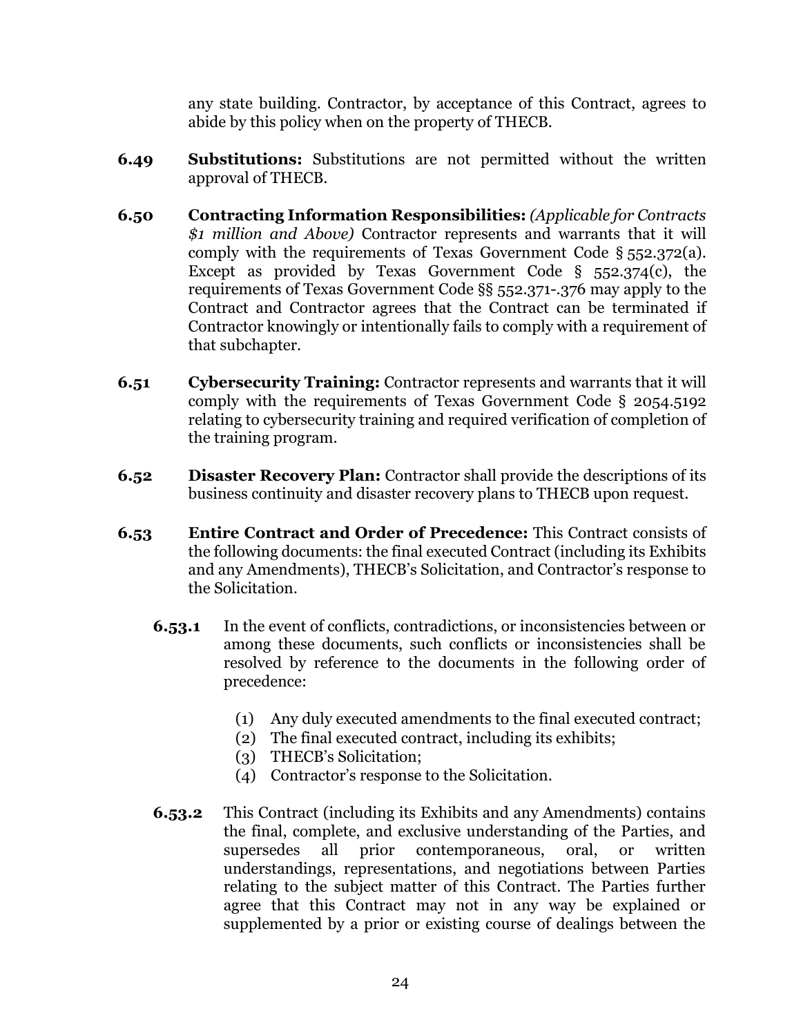any state building. Contractor, by acceptance of this Contract, agrees to abide by this policy when on the property of THECB.

**6.49 Substitutions:** Substitutions are not permitted without the written approval of THECB.

**6.50 Contracting Information Responsibilities:** *(Applicable for Contracts $1 million and Above)* Contractor represents and warrants that it will comply with the requirements of Texas Government Code § 552.372(a). Except as provided by Texas Government Code § 552.374(c), the requirements of Texas Government Code §§ 552.371-.376 may apply to the Contract and Contractor agrees that the Contract can be terminated if Contractor knowingly or intentionally fails to comply with a requirement of that subchapter.

**6.51 Cybersecurity Training:** Contractor represents and warrants that it will comply with the requirements of Texas Government Code § 2054.5192 relating to cybersecurity training and required verification of completion of the training program.

**6.52 Disaster Recovery Plan:** Contractor shall provide the descriptions of its business continuity and disaster recovery plans to THECB upon request.

**6.53 Entire Contract and Order of Precedence:** This Contract consists of the following documents: the final executed Contract (including its Exhibits and any Amendments), THECB's Solicitation, and Contractor's response to the Solicitation.

**6.53.1** In the event of conflicts, contradictions, or inconsistencies between or among these documents, such conflicts or inconsistencies shall be resolved by reference to the documents in the following order of precedence:

(1) Any duly executed amendments to the final executed contract;
(2) The final executed contract, including its exhibits;
(3) THECB's Solicitation;
(4) Contractor's response to the Solicitation.

**6.53.2** This Contract (including its Exhibits and any Amendments) contains the final, complete, and exclusive understanding of the Parties, and supersedes all prior contemporaneous, oral, or written understandings, representations, and negotiations between Parties relating to the subject matter of this Contract. The Parties further agree that this Contract may not in any way be explained or supplemented by a prior or existing course of dealings between the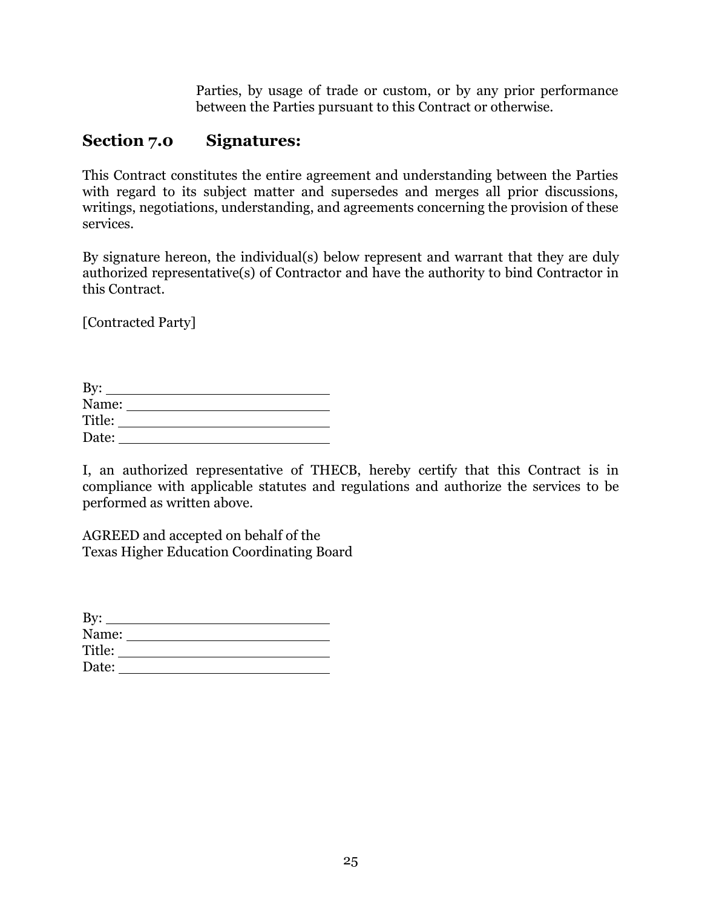Parties, by usage of trade or custom, or by any prior performance between the Parties pursuant to this Contract or otherwise.

## Section 7.0 Signatures:

This Contract constitutes the entire agreement and understanding between the Parties with regard to its subject matter and supersedes and merges all prior discussions, writings, negotiations, understanding, and agreements concerning the provision of these services.

By signature hereon, the individual(s) below represent and warrant that they are duly authorized representative(s) of Contractor and have the authority to bind Contractor in this Contract.

[Contracted Party]

By: ____________________________
Name: __________________________
Title: ___________________________
Date: ___________________________

I, an authorized representative of THECB, hereby certify that this Contract is in compliance with applicable statutes and regulations and authorize the services to be performed as written above.

AGREED and accepted on behalf of the
Texas Higher Education Coordinating Board

By: ____________________________
Name: __________________________
Title: ___________________________
Date: ___________________________